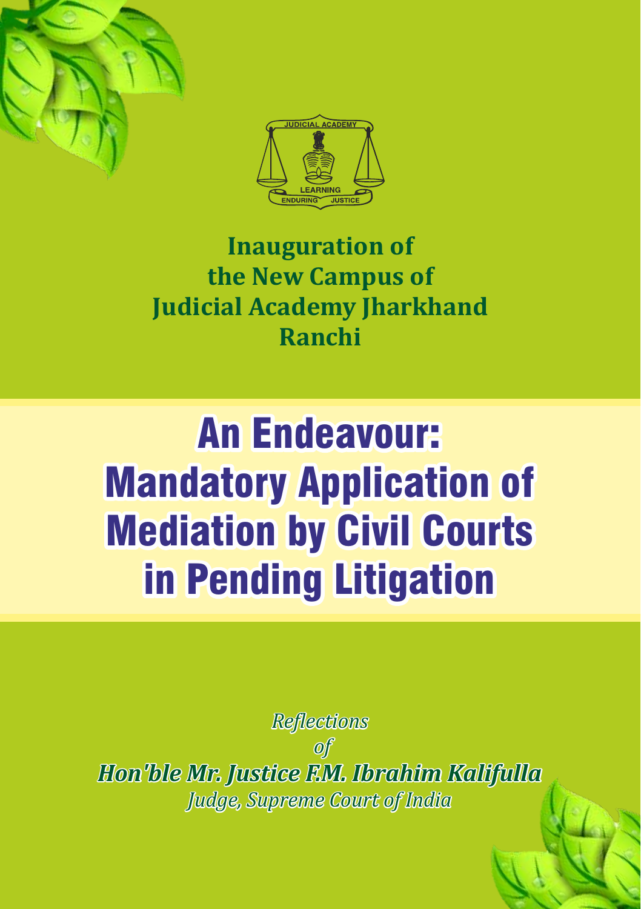JUDICIAL ACADEMY

LEARNING

ENDURING JUSTICE

**Inauguration of**
**the New Campus of**
**Judicial Academy Jharkhand**
**Ranchi**

# An Endeavour: Mandatory Application of Mediation by Civil Courts in Pending Litigation

*Reflections*

*of*

***Hon'ble Mr. Justice F.M. Ibrahim Kalifulla***

*Judge, Supreme Court of India*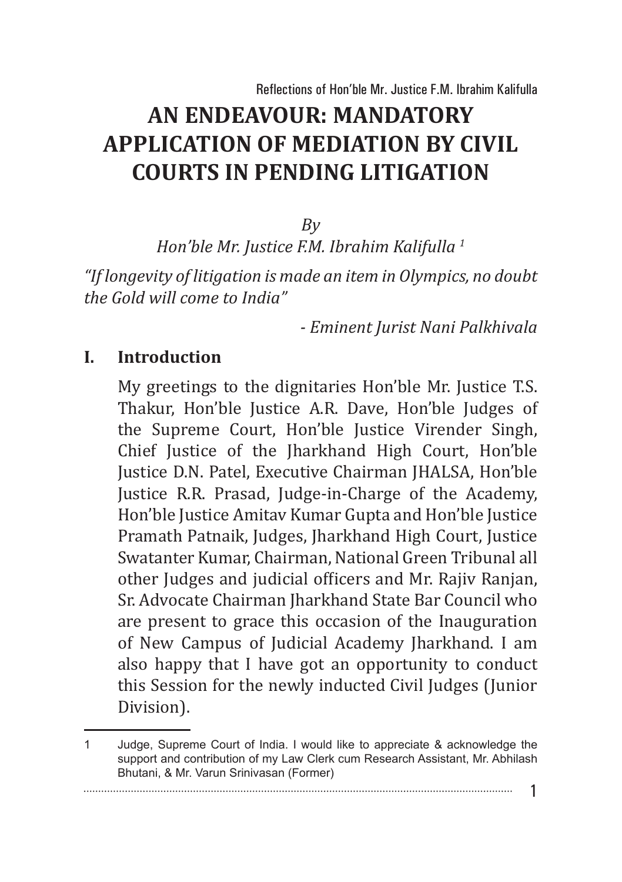# AN ENDEAVOUR: MANDATORY APPLICATION OF MEDIATION BY CIVIL COURTS IN PENDING LITIGATION

*By*

*Hon'ble Mr. Justice F.M. Ibrahim Kalifulla [1]*

*"If longevity of litigation is made an item in Olympics, no doubt the Gold will come to India"*

*- Eminent Jurist Nani Palkhivala*

## I. Introduction

My greetings to the dignitaries Hon'ble Mr. Justice T.S. Thakur, Hon'ble Justice A.R. Dave, Hon'ble Judges of the Supreme Court, Hon'ble Justice Virender Singh, Chief Justice of the Jharkhand High Court, Hon'ble Justice D.N. Patel, Executive Chairman JHALSA, Hon'ble Justice R.R. Prasad, Judge-in-Charge of the Academy, Hon'ble Justice Amitav Kumar Gupta and Hon'ble Justice Pramath Patnaik, Judges, Jharkhand High Court, Justice Swatanter Kumar, Chairman, National Green Tribunal all other Judges and judicial officers and Mr. Rajiv Ranjan, Sr. Advocate Chairman Jharkhand State Bar Council who are present to grace this occasion of the Inauguration of New Campus of Judicial Academy Jharkhand. I am also happy that I have got an opportunity to conduct this Session for the newly inducted Civil Judges (Junior Division).

---

1 Judge, Supreme Court of India. I would like to appreciate & acknowledge the support and contribution of my Law Clerk cum Research Assistant, Mr. Abhilash Bhutani, & Mr. Varun Srinivasan (Former)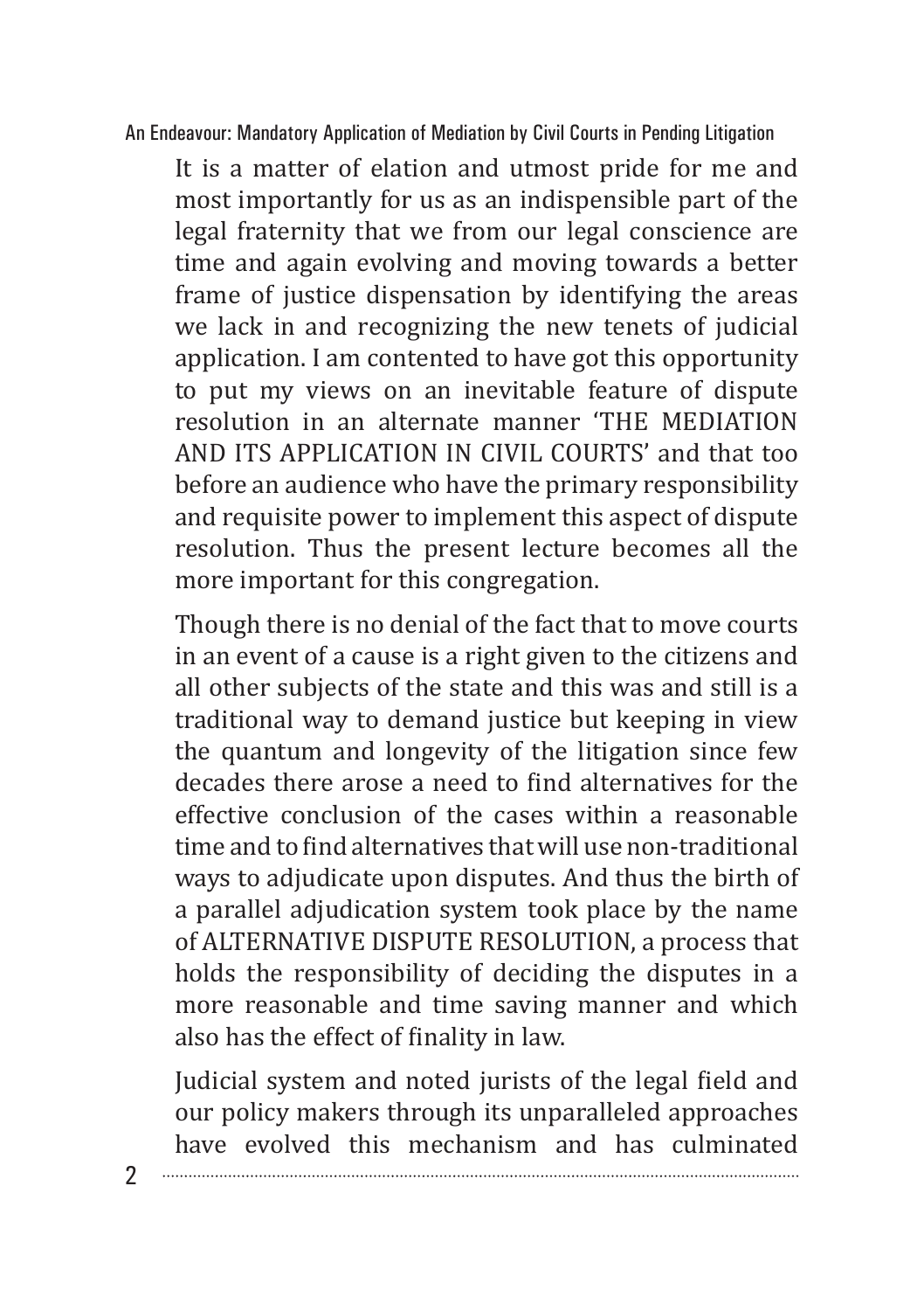It is a matter of elation and utmost pride for me and most importantly for us as an indispensible part of the legal fraternity that we from our legal conscience are time and again evolving and moving towards a better frame of justice dispensation by identifying the areas we lack in and recognizing the new tenets of judicial application. I am contented to have got this opportunity to put my views on an inevitable feature of dispute resolution in an alternate manner 'THE MEDIATION AND ITS APPLICATION IN CIVIL COURTS' and that too before an audience who have the primary responsibility and requisite power to implement this aspect of dispute resolution. Thus the present lecture becomes all the more important for this congregation.

Though there is no denial of the fact that to move courts in an event of a cause is a right given to the citizens and all other subjects of the state and this was and still is a traditional way to demand justice but keeping in view the quantum and longevity of the litigation since few decades there arose a need to find alternatives for the effective conclusion of the cases within a reasonable time and to find alternatives that will use non-traditional ways to adjudicate upon disputes. And thus the birth of a parallel adjudication system took place by the name of ALTERNATIVE DISPUTE RESOLUTION, a process that holds the responsibility of deciding the disputes in a more reasonable and time saving manner and which also has the effect of finality in law.

Judicial system and noted jurists of the legal field and our policy makers through its unparalleled approaches have evolved this mechanism and has culminated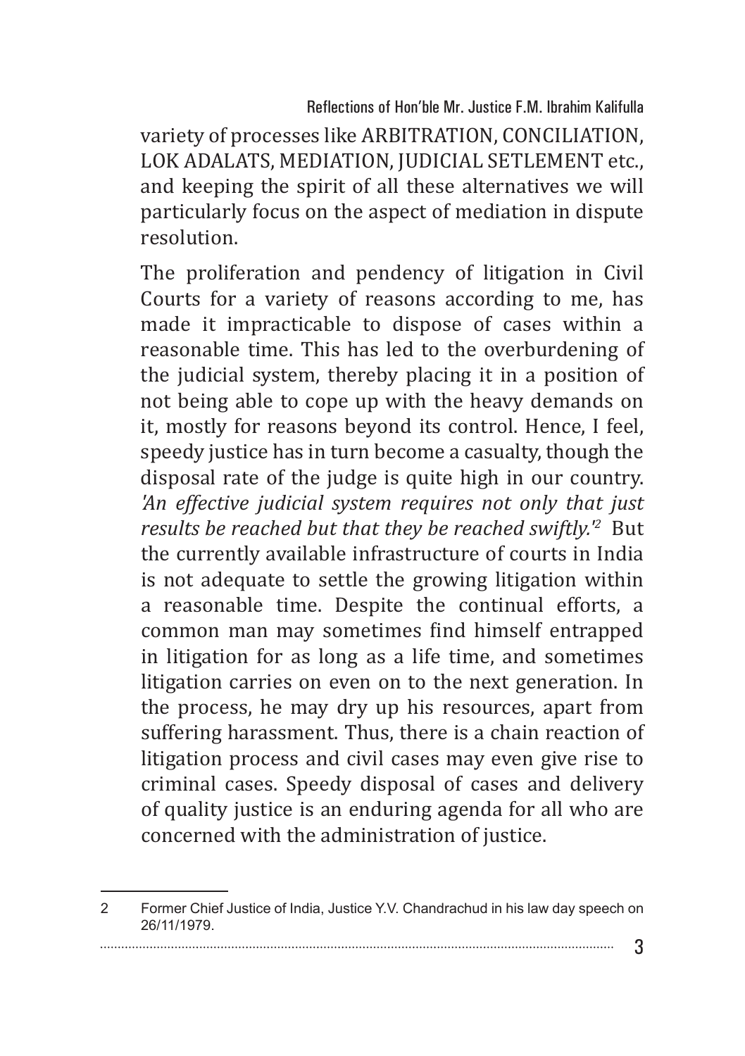variety of processes like ARBITRATION, CONCILIATION, LOK ADALATS, MEDIATION, JUDICIAL SETLEMENT etc., and keeping the spirit of all these alternatives we will particularly focus on the aspect of mediation in dispute resolution.

The proliferation and pendency of litigation in Civil Courts for a variety of reasons according to me, has made it impracticable to dispose of cases within a reasonable time. This has led to the overburdening of the judicial system, thereby placing it in a position of not being able to cope up with the heavy demands on it, mostly for reasons beyond its control. Hence, I feel, speedy justice has in turn become a casualty, though the disposal rate of the judge is quite high in our country. *'An effective judicial system requires not only that just results be reached but that they be reached swiftly.'*[2] But the currently available infrastructure of courts in India is not adequate to settle the growing litigation within a reasonable time. Despite the continual efforts, a common man may sometimes find himself entrapped in litigation for as long as a life time, and sometimes litigation carries on even on to the next generation. In the process, he may dry up his resources, apart from suffering harassment. Thus, there is a chain reaction of litigation process and civil cases may even give rise to criminal cases. Speedy disposal of cases and delivery of quality justice is an enduring agenda for all who are concerned with the administration of justice.

---

2 Former Chief Justice of India, Justice Y.V. Chandrachud in his law day speech on 26/11/1979.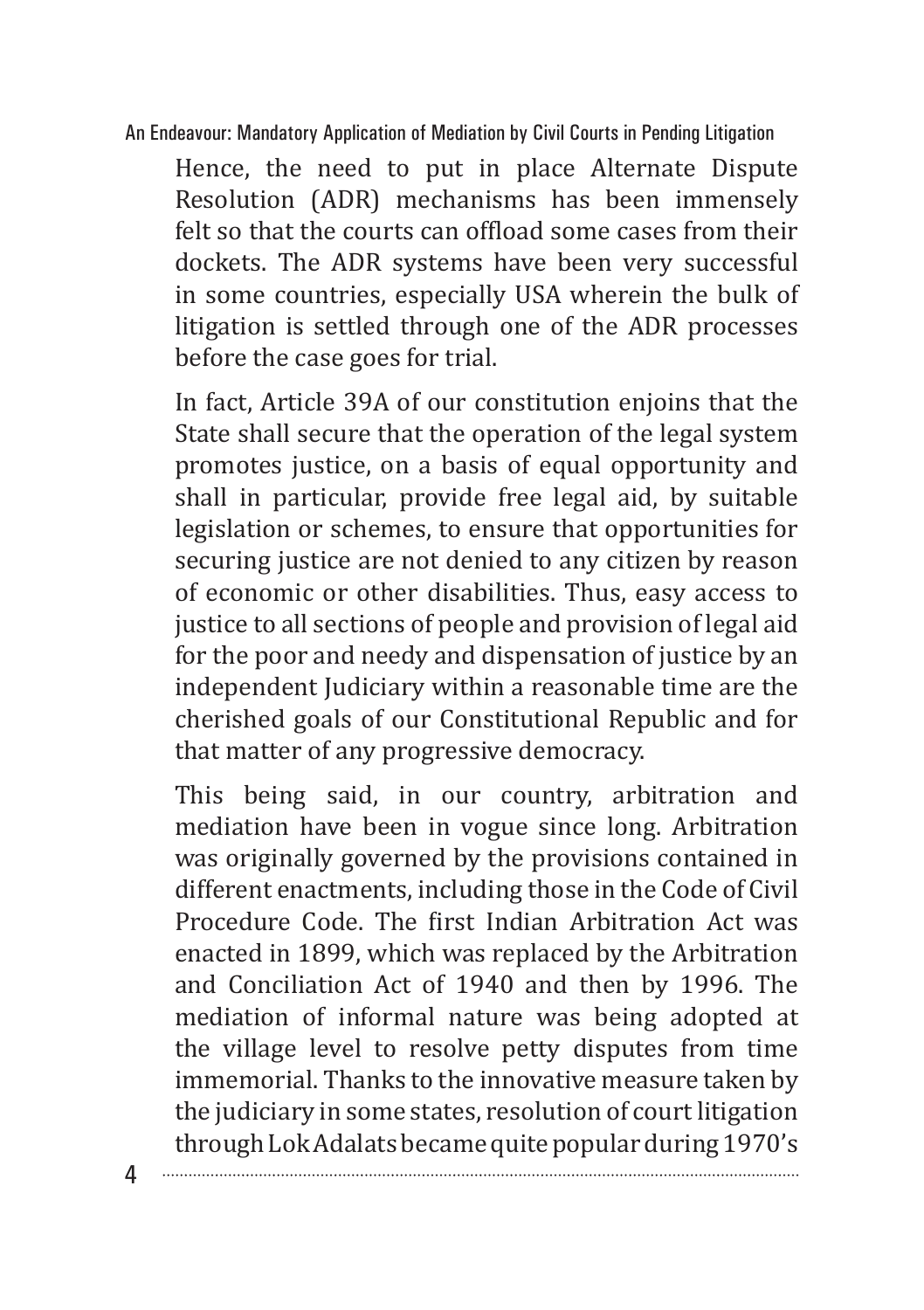Hence, the need to put in place Alternate Dispute Resolution (ADR) mechanisms has been immensely felt so that the courts can offload some cases from their dockets. The ADR systems have been very successful in some countries, especially USA wherein the bulk of litigation is settled through one of the ADR processes before the case goes for trial.

In fact, Article 39A of our constitution enjoins that the State shall secure that the operation of the legal system promotes justice, on a basis of equal opportunity and shall in particular, provide free legal aid, by suitable legislation or schemes, to ensure that opportunities for securing justice are not denied to any citizen by reason of economic or other disabilities. Thus, easy access to justice to all sections of people and provision of legal aid for the poor and needy and dispensation of justice by an independent Judiciary within a reasonable time are the cherished goals of our Constitutional Republic and for that matter of any progressive democracy.

This being said, in our country, arbitration and mediation have been in vogue since long. Arbitration was originally governed by the provisions contained in different enactments, including those in the Code of Civil Procedure Code. The first Indian Arbitration Act was enacted in 1899, which was replaced by the Arbitration and Conciliation Act of 1940 and then by 1996. The mediation of informal nature was being adopted at the village level to resolve petty disputes from time immemorial. Thanks to the innovative measure taken by the judiciary in some states, resolution of court litigation through Lok Adalats became quite popular during 1970's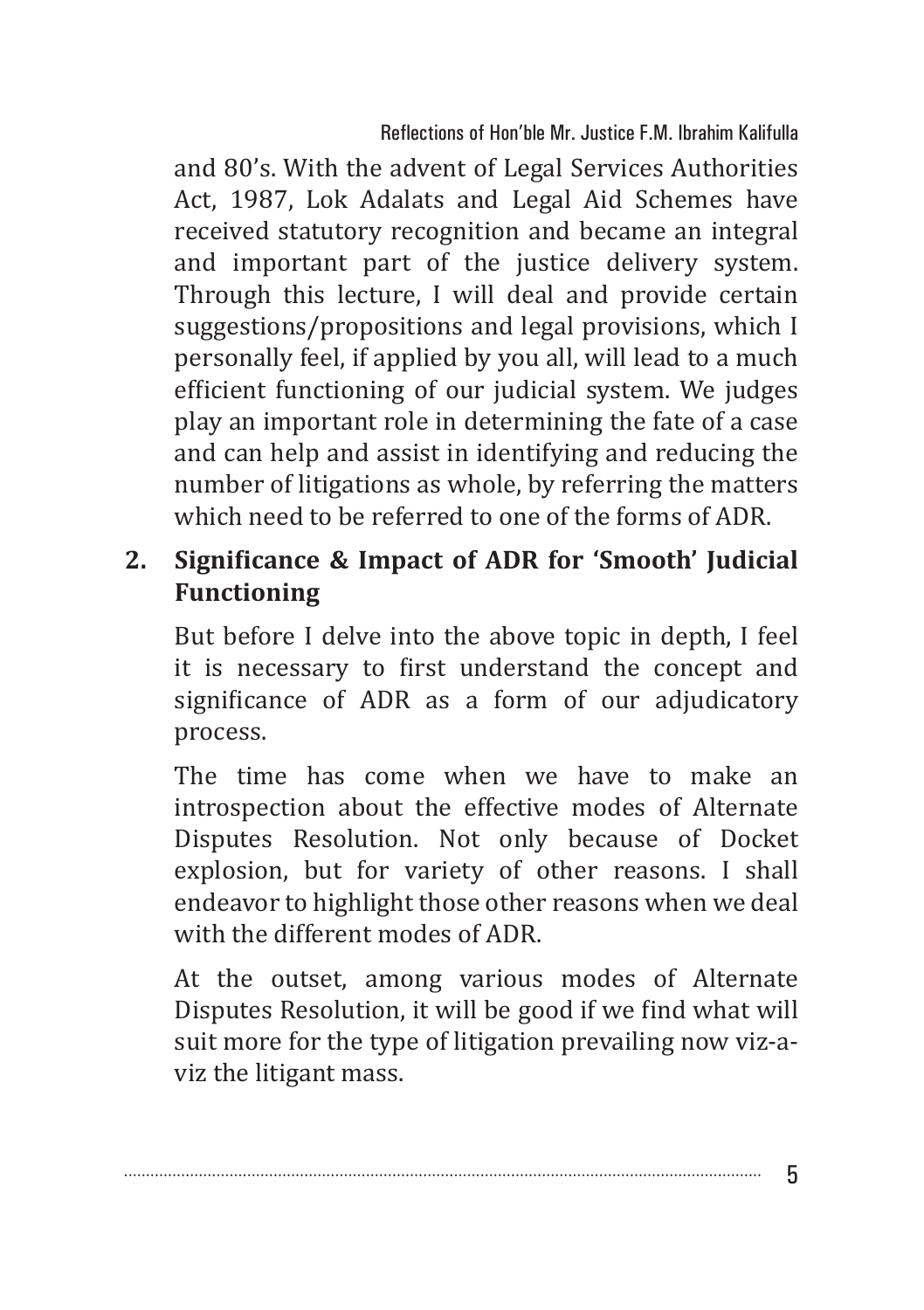and 80's. With the advent of Legal Services Authorities Act, 1987, Lok Adalats and Legal Aid Schemes have received statutory recognition and became an integral and important part of the justice delivery system. Through this lecture, I will deal and provide certain suggestions/propositions and legal provisions, which I personally feel, if applied by you all, will lead to a much efficient functioning of our judicial system. We judges play an important role in determining the fate of a case and can help and assist in identifying and reducing the number of litigations as whole, by referring the matters which need to be referred to one of the forms of ADR.

## 2. Significance & Impact of ADR for 'Smooth' Judicial Functioning

But before I delve into the above topic in depth, I feel it is necessary to first understand the concept and significance of ADR as a form of our adjudicatory process.

The time has come when we have to make an introspection about the effective modes of Alternate Disputes Resolution. Not only because of Docket explosion, but for variety of other reasons. I shall endeavor to highlight those other reasons when we deal with the different modes of ADR.

At the outset, among various modes of Alternate Disputes Resolution, it will be good if we find what will suit more for the type of litigation prevailing now viz-a-viz the litigant mass.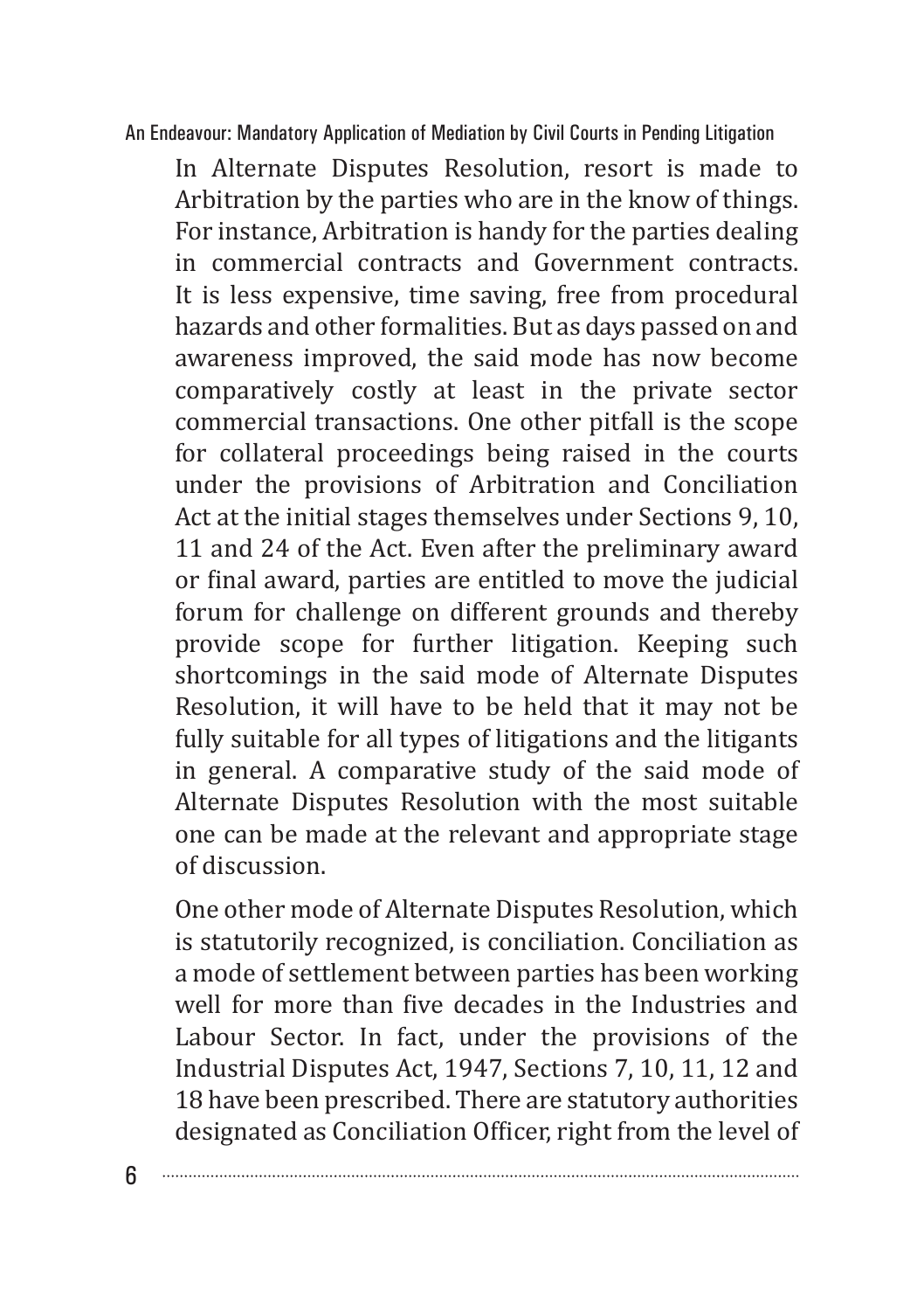In Alternate Disputes Resolution, resort is made to Arbitration by the parties who are in the know of things. For instance, Arbitration is handy for the parties dealing in commercial contracts and Government contracts. It is less expensive, time saving, free from procedural hazards and other formalities. But as days passed on and awareness improved, the said mode has now become comparatively costly at least in the private sector commercial transactions. One other pitfall is the scope for collateral proceedings being raised in the courts under the provisions of Arbitration and Conciliation Act at the initial stages themselves under Sections 9, 10, 11 and 24 of the Act. Even after the preliminary award or final award, parties are entitled to move the judicial forum for challenge on different grounds and thereby provide scope for further litigation. Keeping such shortcomings in the said mode of Alternate Disputes Resolution, it will have to be held that it may not be fully suitable for all types of litigations and the litigants in general. A comparative study of the said mode of Alternate Disputes Resolution with the most suitable one can be made at the relevant and appropriate stage of discussion.

One other mode of Alternate Disputes Resolution, which is statutorily recognized, is conciliation. Conciliation as a mode of settlement between parties has been working well for more than five decades in the Industries and Labour Sector. In fact, under the provisions of the Industrial Disputes Act, 1947, Sections 7, 10, 11, 12 and 18 have been prescribed. There are statutory authorities designated as Conciliation Officer, right from the level of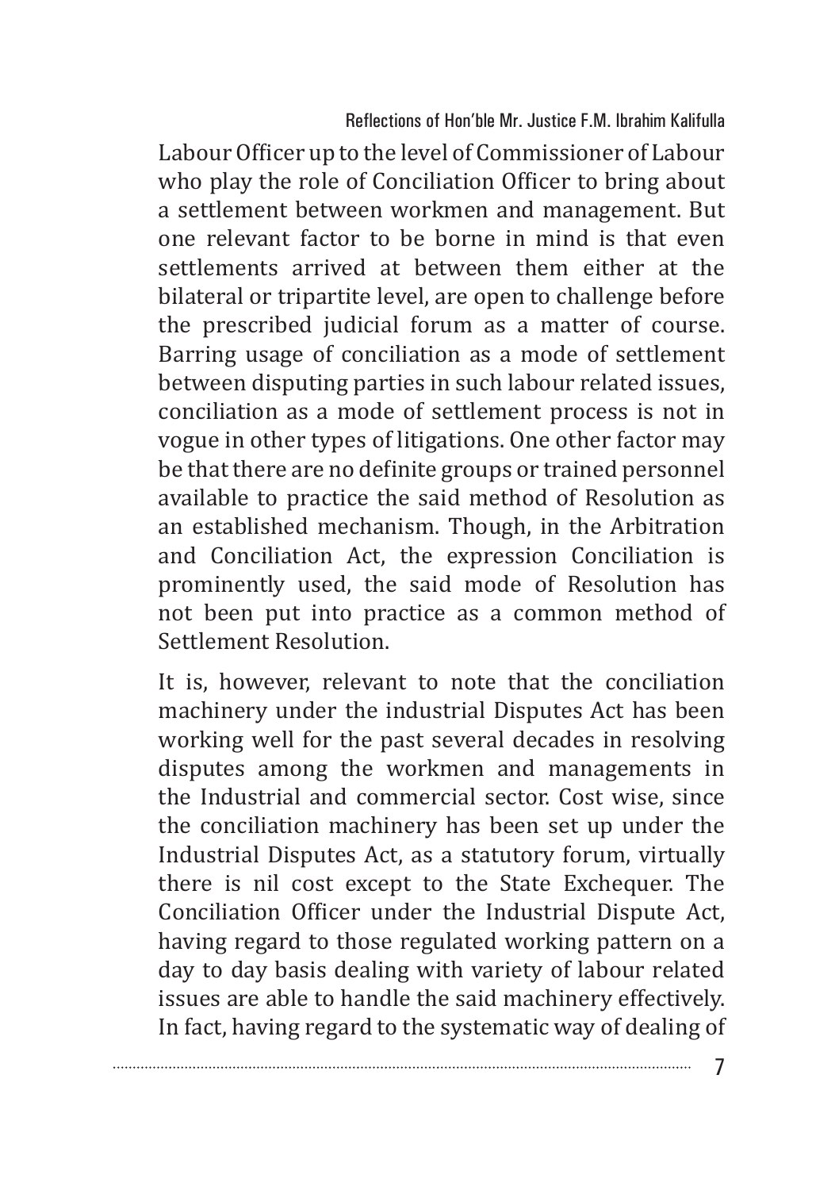Labour Officer up to the level of Commissioner of Labour who play the role of Conciliation Officer to bring about a settlement between workmen and management. But one relevant factor to be borne in mind is that even settlements arrived at between them either at the bilateral or tripartite level, are open to challenge before the prescribed judicial forum as a matter of course. Barring usage of conciliation as a mode of settlement between disputing parties in such labour related issues, conciliation as a mode of settlement process is not in vogue in other types of litigations. One other factor may be that there are no definite groups or trained personnel available to practice the said method of Resolution as an established mechanism. Though, in the Arbitration and Conciliation Act, the expression Conciliation is prominently used, the said mode of Resolution has not been put into practice as a common method of Settlement Resolution.

It is, however, relevant to note that the conciliation machinery under the industrial Disputes Act has been working well for the past several decades in resolving disputes among the workmen and managements in the Industrial and commercial sector. Cost wise, since the conciliation machinery has been set up under the Industrial Disputes Act, as a statutory forum, virtually there is nil cost except to the State Exchequer. The Conciliation Officer under the Industrial Dispute Act, having regard to those regulated working pattern on a day to day basis dealing with variety of labour related issues are able to handle the said machinery effectively. In fact, having regard to the systematic way of dealing of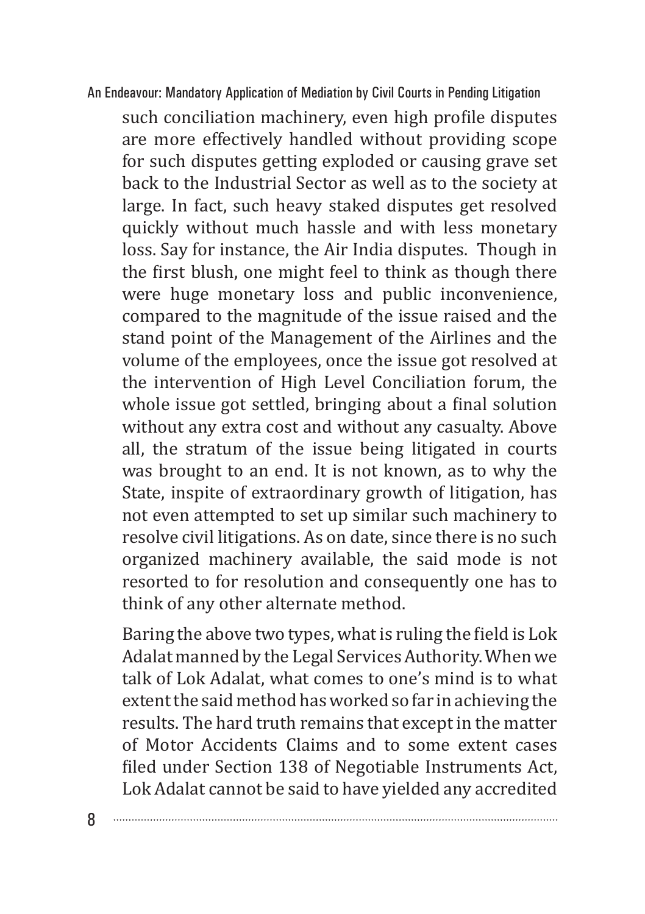such conciliation machinery, even high profile disputes are more effectively handled without providing scope for such disputes getting exploded or causing grave set back to the Industrial Sector as well as to the society at large. In fact, such heavy staked disputes get resolved quickly without much hassle and with less monetary loss. Say for instance, the Air India disputes. Though in the first blush, one might feel to think as though there were huge monetary loss and public inconvenience, compared to the magnitude of the issue raised and the stand point of the Management of the Airlines and the volume of the employees, once the issue got resolved at the intervention of High Level Conciliation forum, the whole issue got settled, bringing about a final solution without any extra cost and without any casualty. Above all, the stratum of the issue being litigated in courts was brought to an end. It is not known, as to why the State, inspite of extraordinary growth of litigation, has not even attempted to set up similar such machinery to resolve civil litigations. As on date, since there is no such organized machinery available, the said mode is not resorted to for resolution and consequently one has to think of any other alternate method.

Baring the above two types, what is ruling the field is Lok Adalat manned by the Legal Services Authority. When we talk of Lok Adalat, what comes to one's mind is to what extent the said method has worked so far in achieving the results. The hard truth remains that except in the matter of Motor Accidents Claims and to some extent cases filed under Section 138 of Negotiable Instruments Act, Lok Adalat cannot be said to have yielded any accredited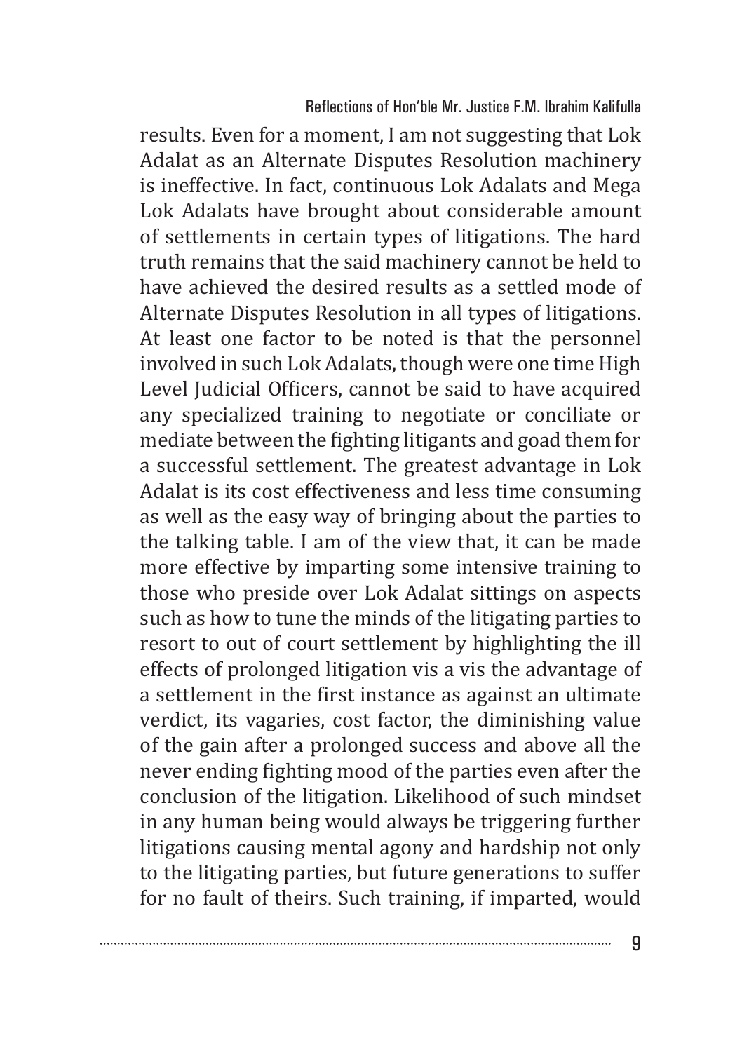results. Even for a moment, I am not suggesting that Lok Adalat as an Alternate Disputes Resolution machinery is ineffective. In fact, continuous Lok Adalats and Mega Lok Adalats have brought about considerable amount of settlements in certain types of litigations. The hard truth remains that the said machinery cannot be held to have achieved the desired results as a settled mode of Alternate Disputes Resolution in all types of litigations. At least one factor to be noted is that the personnel involved in such Lok Adalats, though were one time High Level Judicial Officers, cannot be said to have acquired any specialized training to negotiate or conciliate or mediate between the fighting litigants and goad them for a successful settlement. The greatest advantage in Lok Adalat is its cost effectiveness and less time consuming as well as the easy way of bringing about the parties to the talking table. I am of the view that, it can be made more effective by imparting some intensive training to those who preside over Lok Adalat sittings on aspects such as how to tune the minds of the litigating parties to resort to out of court settlement by highlighting the ill effects of prolonged litigation vis a vis the advantage of a settlement in the first instance as against an ultimate verdict, its vagaries, cost factor, the diminishing value of the gain after a prolonged success and above all the never ending fighting mood of the parties even after the conclusion of the litigation. Likelihood of such mindset in any human being would always be triggering further litigations causing mental agony and hardship not only to the litigating parties, but future generations to suffer for no fault of theirs. Such training, if imparted, would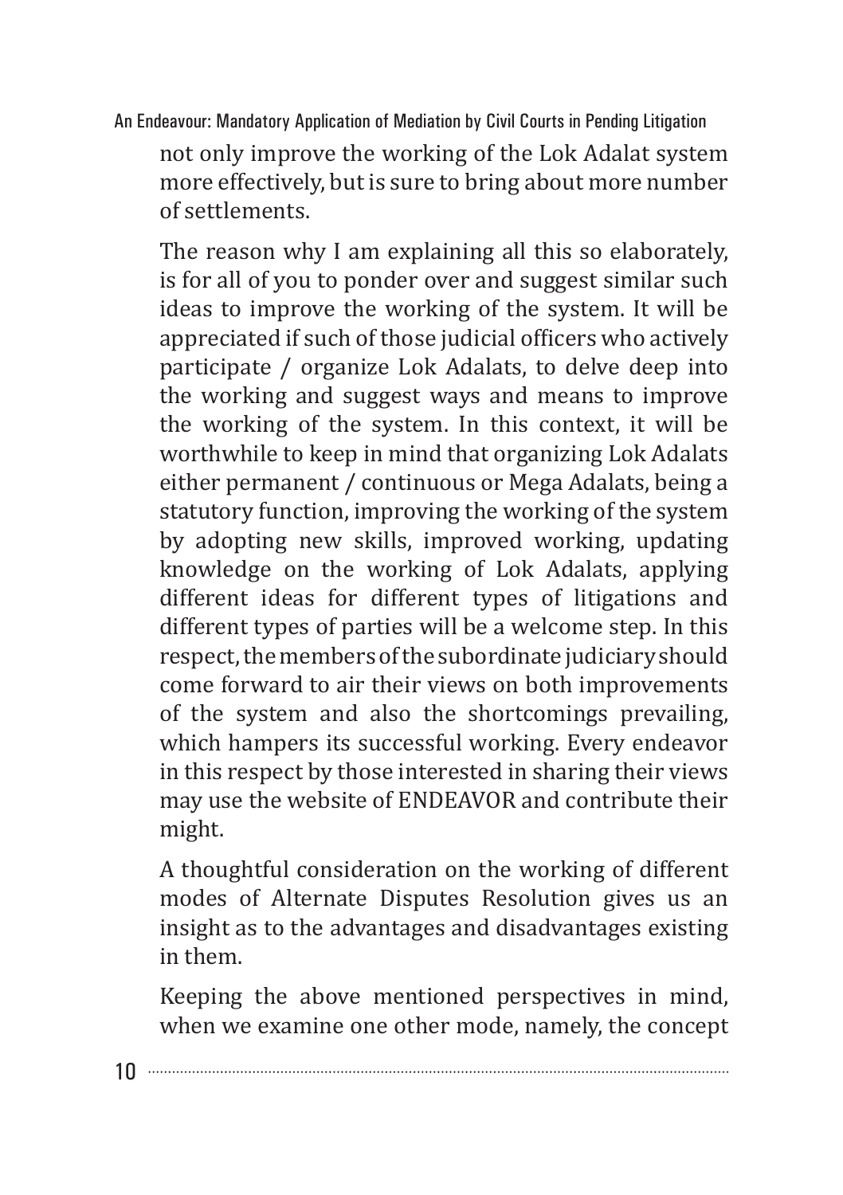not only improve the working of the Lok Adalat system more effectively, but is sure to bring about more number of settlements.

The reason why I am explaining all this so elaborately, is for all of you to ponder over and suggest similar such ideas to improve the working of the system. It will be appreciated if such of those judicial officers who actively participate / organize Lok Adalats, to delve deep into the working and suggest ways and means to improve the working of the system. In this context, it will be worthwhile to keep in mind that organizing Lok Adalats either permanent / continuous or Mega Adalats, being a statutory function, improving the working of the system by adopting new skills, improved working, updating knowledge on the working of Lok Adalats, applying different ideas for different types of litigations and different types of parties will be a welcome step. In this respect, the members of the subordinate judiciary should come forward to air their views on both improvements of the system and also the shortcomings prevailing, which hampers its successful working. Every endeavor in this respect by those interested in sharing their views may use the website of ENDEAVOR and contribute their might.

A thoughtful consideration on the working of different modes of Alternate Disputes Resolution gives us an insight as to the advantages and disadvantages existing in them.

Keeping the above mentioned perspectives in mind, when we examine one other mode, namely, the concept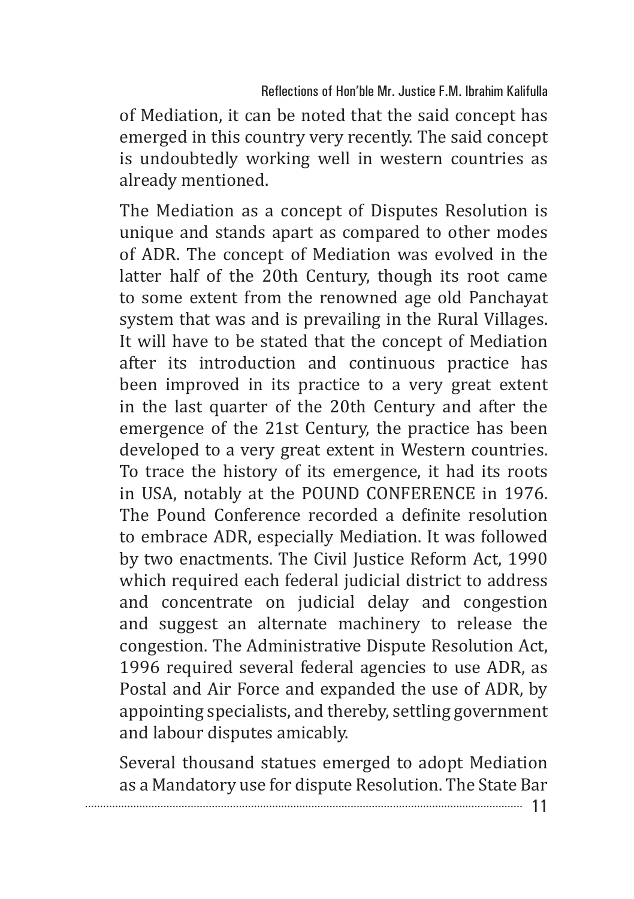of Mediation, it can be noted that the said concept has emerged in this country very recently. The said concept is undoubtedly working well in western countries as already mentioned.

The Mediation as a concept of Disputes Resolution is unique and stands apart as compared to other modes of ADR. The concept of Mediation was evolved in the latter half of the 20th Century, though its root came to some extent from the renowned age old Panchayat system that was and is prevailing in the Rural Villages. It will have to be stated that the concept of Mediation after its introduction and continuous practice has been improved in its practice to a very great extent in the last quarter of the 20th Century and after the emergence of the 21st Century, the practice has been developed to a very great extent in Western countries. To trace the history of its emergence, it had its roots in USA, notably at the POUND CONFERENCE in 1976. The Pound Conference recorded a definite resolution to embrace ADR, especially Mediation. It was followed by two enactments. The Civil Justice Reform Act, 1990 which required each federal judicial district to address and concentrate on judicial delay and congestion and suggest an alternate machinery to release the congestion. The Administrative Dispute Resolution Act, 1996 required several federal agencies to use ADR, as Postal and Air Force and expanded the use of ADR, by appointing specialists, and thereby, settling government and labour disputes amicably.

Several thousand statues emerged to adopt Mediation as a Mandatory use for dispute Resolution. The State Bar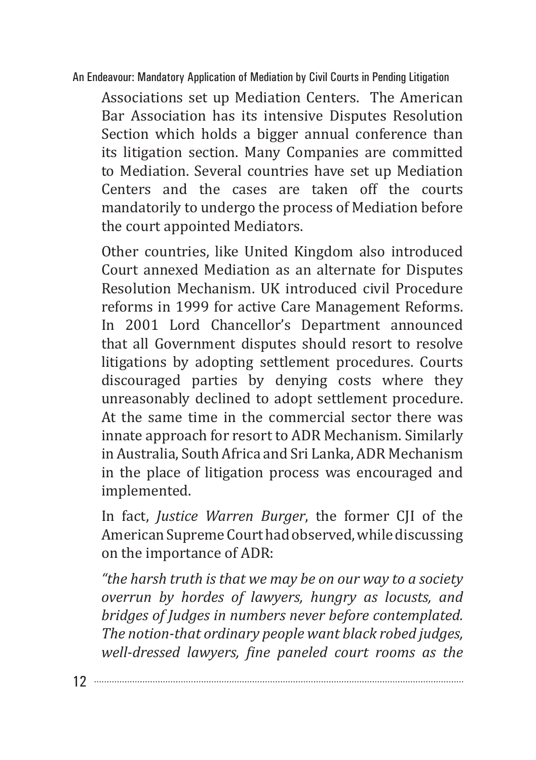Associations set up Mediation Centers. The American Bar Association has its intensive Disputes Resolution Section which holds a bigger annual conference than its litigation section. Many Companies are committed to Mediation. Several countries have set up Mediation Centers and the cases are taken off the courts mandatorily to undergo the process of Mediation before the court appointed Mediators.

Other countries, like United Kingdom also introduced Court annexed Mediation as an alternate for Disputes Resolution Mechanism. UK introduced civil Procedure reforms in 1999 for active Care Management Reforms. In 2001 Lord Chancellor's Department announced that all Government disputes should resort to resolve litigations by adopting settlement procedures. Courts discouraged parties by denying costs where they unreasonably declined to adopt settlement procedure. At the same time in the commercial sector there was innate approach for resort to ADR Mechanism. Similarly in Australia, South Africa and Sri Lanka, ADR Mechanism in the place of litigation process was encouraged and implemented.

In fact, *Justice Warren Burger*, the former CJI of the American Supreme Court had observed, while discussing on the importance of ADR:

*"the harsh truth is that we may be on our way to a society overrun by hordes of lawyers, hungry as locusts, and bridges of Judges in numbers never before contemplated. The notion-that ordinary people want black robed judges, well-dressed lawyers, fine paneled court rooms as the*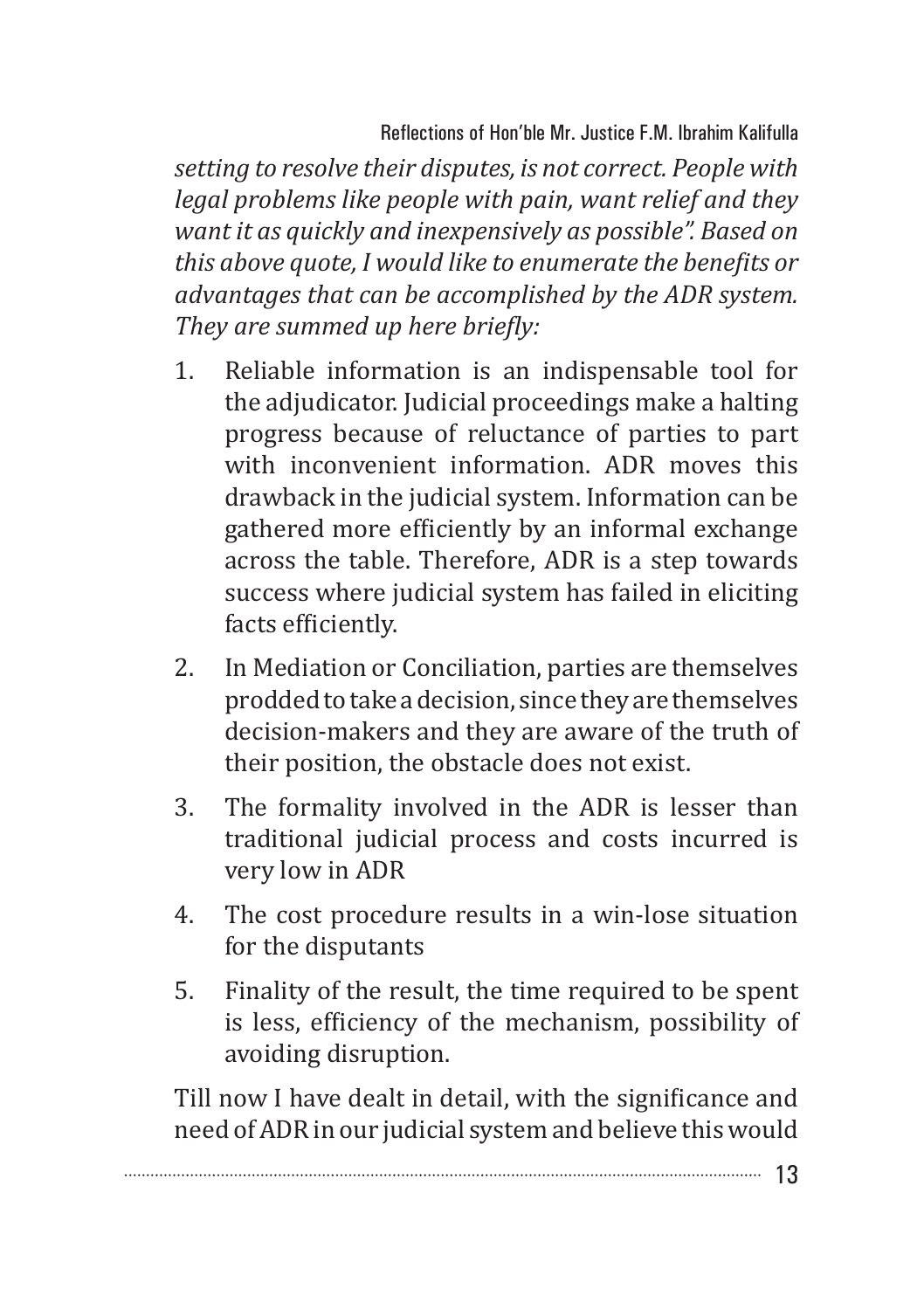*setting to resolve their disputes, is not correct. People with legal problems like people with pain, want relief and they want it as quickly and inexpensively as possible". Based on this above quote, I would like to enumerate the benefits or advantages that can be accomplished by the ADR system. They are summed up here briefly:*

1. Reliable information is an indispensable tool for the adjudicator. Judicial proceedings make a halting progress because of reluctance of parties to part with inconvenient information. ADR moves this drawback in the judicial system. Information can be gathered more efficiently by an informal exchange across the table. Therefore, ADR is a step towards success where judicial system has failed in eliciting facts efficiently.
2. In Mediation or Conciliation, parties are themselves prodded to take a decision, since they are themselves decision-makers and they are aware of the truth of their position, the obstacle does not exist.
3. The formality involved in the ADR is lesser than traditional judicial process and costs incurred is very low in ADR
4. The cost procedure results in a win-lose situation for the disputants
5. Finality of the result, the time required to be spent is less, efficiency of the mechanism, possibility of avoiding disruption.

Till now I have dealt in detail, with the significance and need of ADR in our judicial system and believe this would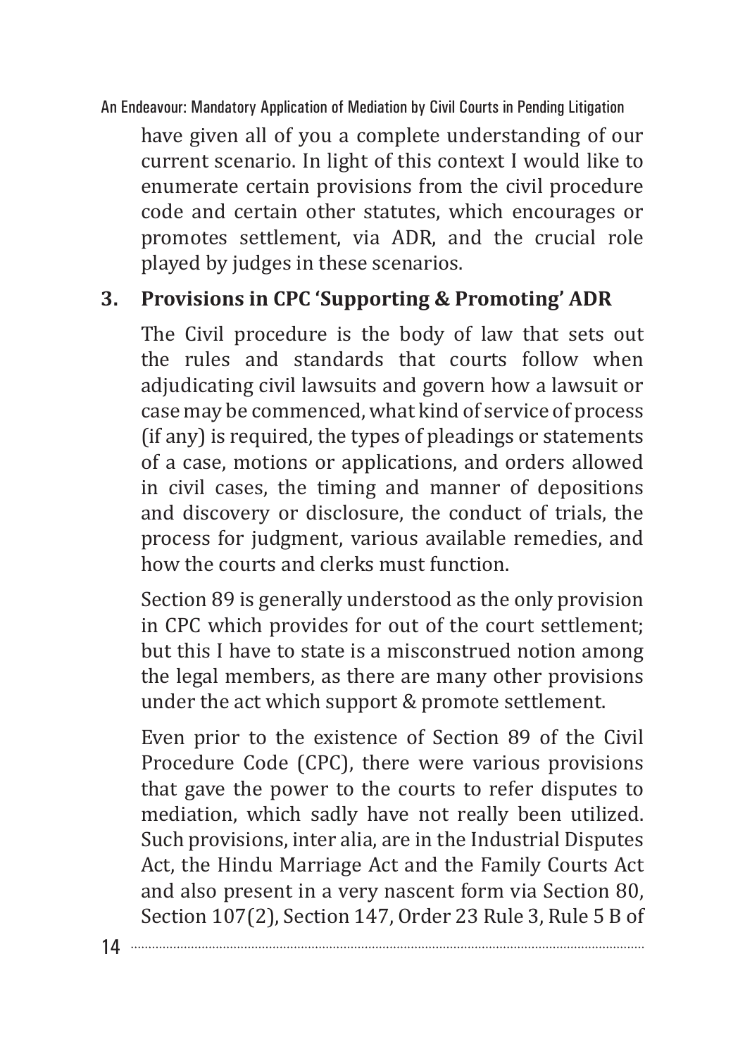have given all of you a complete understanding of our current scenario. In light of this context I would like to enumerate certain provisions from the civil procedure code and certain other statutes, which encourages or promotes settlement, via ADR, and the crucial role played by judges in these scenarios.

## 3. Provisions in CPC 'Supporting & Promoting' ADR

The Civil procedure is the body of law that sets out the rules and standards that courts follow when adjudicating civil lawsuits and govern how a lawsuit or case may be commenced, what kind of service of process (if any) is required, the types of pleadings or statements of a case, motions or applications, and orders allowed in civil cases, the timing and manner of depositions and discovery or disclosure, the conduct of trials, the process for judgment, various available remedies, and how the courts and clerks must function.

Section 89 is generally understood as the only provision in CPC which provides for out of the court settlement; but this I have to state is a misconstrued notion among the legal members, as there are many other provisions under the act which support & promote settlement.

Even prior to the existence of Section 89 of the Civil Procedure Code (CPC), there were various provisions that gave the power to the courts to refer disputes to mediation, which sadly have not really been utilized. Such provisions, inter alia, are in the Industrial Disputes Act, the Hindu Marriage Act and the Family Courts Act and also present in a very nascent form via Section 80, Section 107(2), Section 147, Order 23 Rule 3, Rule 5 B of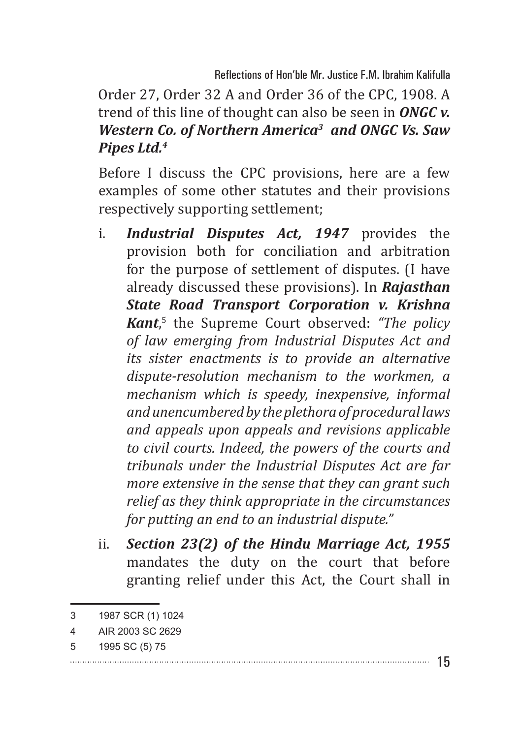Order 27, Order 32 A and Order 36 of the CPC, 1908. A trend of this line of thought can also be seen in ***ONGC v. Western Co. of Northern America***[3] ***and ONGC Vs. Saw Pipes Ltd.***[4]

Before I discuss the CPC provisions, here are a few examples of some other statutes and their provisions respectively supporting settlement;

i. ***Industrial Disputes Act, 1947*** provides the provision both for conciliation and arbitration for the purpose of settlement of disputes. (I have already discussed these provisions). In ***Rajasthan State Road Transport Corporation v. Krishna Kant***,[5] the Supreme Court observed: *"The policy of law emerging from Industrial Disputes Act and its sister enactments is to provide an alternative dispute-resolution mechanism to the workmen, a mechanism which is speedy, inexpensive, informal and unencumbered by the plethora of procedural laws and appeals upon appeals and revisions applicable to civil courts. Indeed, the powers of the courts and tribunals under the Industrial Disputes Act are far more extensive in the sense that they can grant such relief as they think appropriate in the circumstances for putting an end to an industrial dispute."*

ii. ***Section 23(2) of the Hindu Marriage Act, 1955*** mandates the duty on the court that before granting relief under this Act, the Court shall in

---

3 1987 SCR (1) 1024

4 AIR 2003 SC 2629

5 1995 SC (5) 75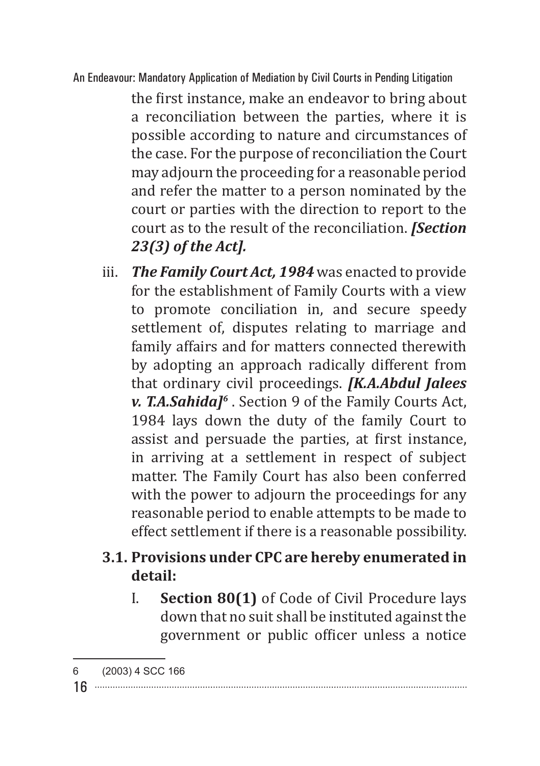the first instance, make an endeavor to bring about a reconciliation between the parties, where it is possible according to nature and circumstances of the case. For the purpose of reconciliation the Court may adjourn the proceeding for a reasonable period and refer the matter to a person nominated by the court or parties with the direction to report to the court as to the result of the reconciliation. ***[Section 23(3) of the Act].***

iii. ***The Family Court Act, 1984*** was enacted to provide for the establishment of Family Courts with a view to promote conciliation in, and secure speedy settlement of, disputes relating to marriage and family affairs and for matters connected therewith by adopting an approach radically different from that ordinary civil proceedings. ***[K.A.Abdul Jalees v. T.A.Sahida]***[6] . Section 9 of the Family Courts Act, 1984 lays down the duty of the family Court to assist and persuade the parties, at first instance, in arriving at a settlement in respect of subject matter. The Family Court has also been conferred with the power to adjourn the proceedings for any reasonable period to enable attempts to be made to effect settlement if there is a reasonable possibility.

### 3.1. Provisions under CPC are hereby enumerated in detail:

I. **Section 80(1)** of Code of Civil Procedure lays down that no suit shall be instituted against the government or public officer unless a notice

---

6 (2003) 4 SCC 166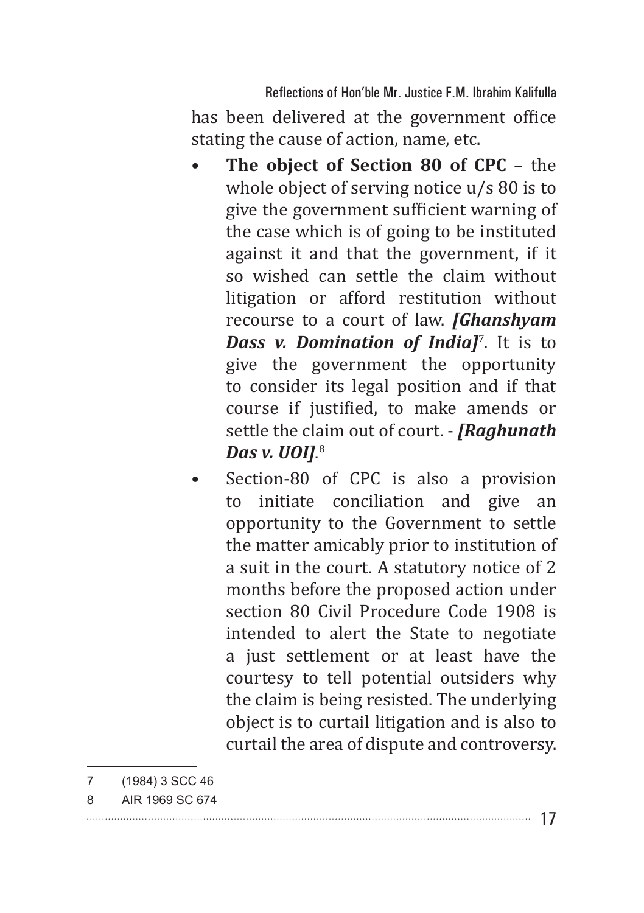has been delivered at the government office stating the cause of action, name, etc.

- **The object of Section 80 of CPC** – the whole object of serving notice u/s 80 is to give the government sufficient warning of the case which is of going to be instituted against it and that the government, if it so wished can settle the claim without litigation or afford restitution without recourse to a court of law. ***[Ghanshyam Dass v. Domination of India]***[7]. It is to give the government the opportunity to consider its legal position and if that course if justified, to make amends or settle the claim out of court. - ***[Raghunath Das v. UOI]***.[8]
- Section-80 of CPC is also a provision to initiate conciliation and give an opportunity to the Government to settle the matter amicably prior to institution of a suit in the court. A statutory notice of 2 months before the proposed action under section 80 Civil Procedure Code 1908 is intended to alert the State to negotiate a just settlement or at least have the courtesy to tell potential outsiders why the claim is being resisted. The underlying object is to curtail litigation and is also to curtail the area of dispute and controversy.

---

7 (1984) 3 SCC 46

8 AIR 1969 SC 674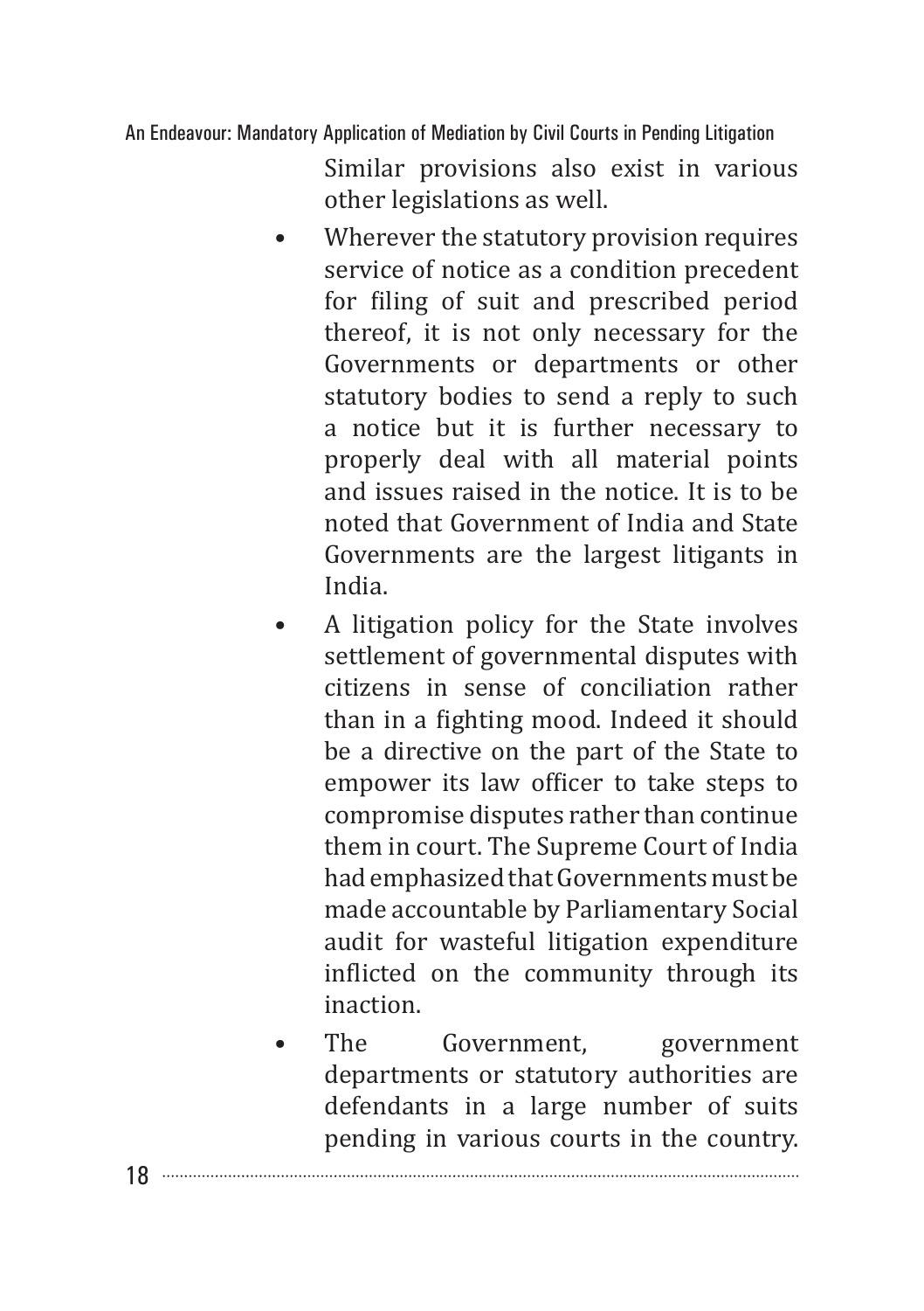Similar provisions also exist in various other legislations as well.

- Wherever the statutory provision requires service of notice as a condition precedent for filing of suit and prescribed period thereof, it is not only necessary for the Governments or departments or other statutory bodies to send a reply to such a notice but it is further necessary to properly deal with all material points and issues raised in the notice. It is to be noted that Government of India and State Governments are the largest litigants in India.
- A litigation policy for the State involves settlement of governmental disputes with citizens in sense of conciliation rather than in a fighting mood. Indeed it should be a directive on the part of the State to empower its law officer to take steps to compromise disputes rather than continue them in court. The Supreme Court of India had emphasized that Governments must be made accountable by Parliamentary Social audit for wasteful litigation expenditure inflicted on the community through its inaction.
- The Government, government departments or statutory authorities are defendants in a large number of suits pending in various courts in the country.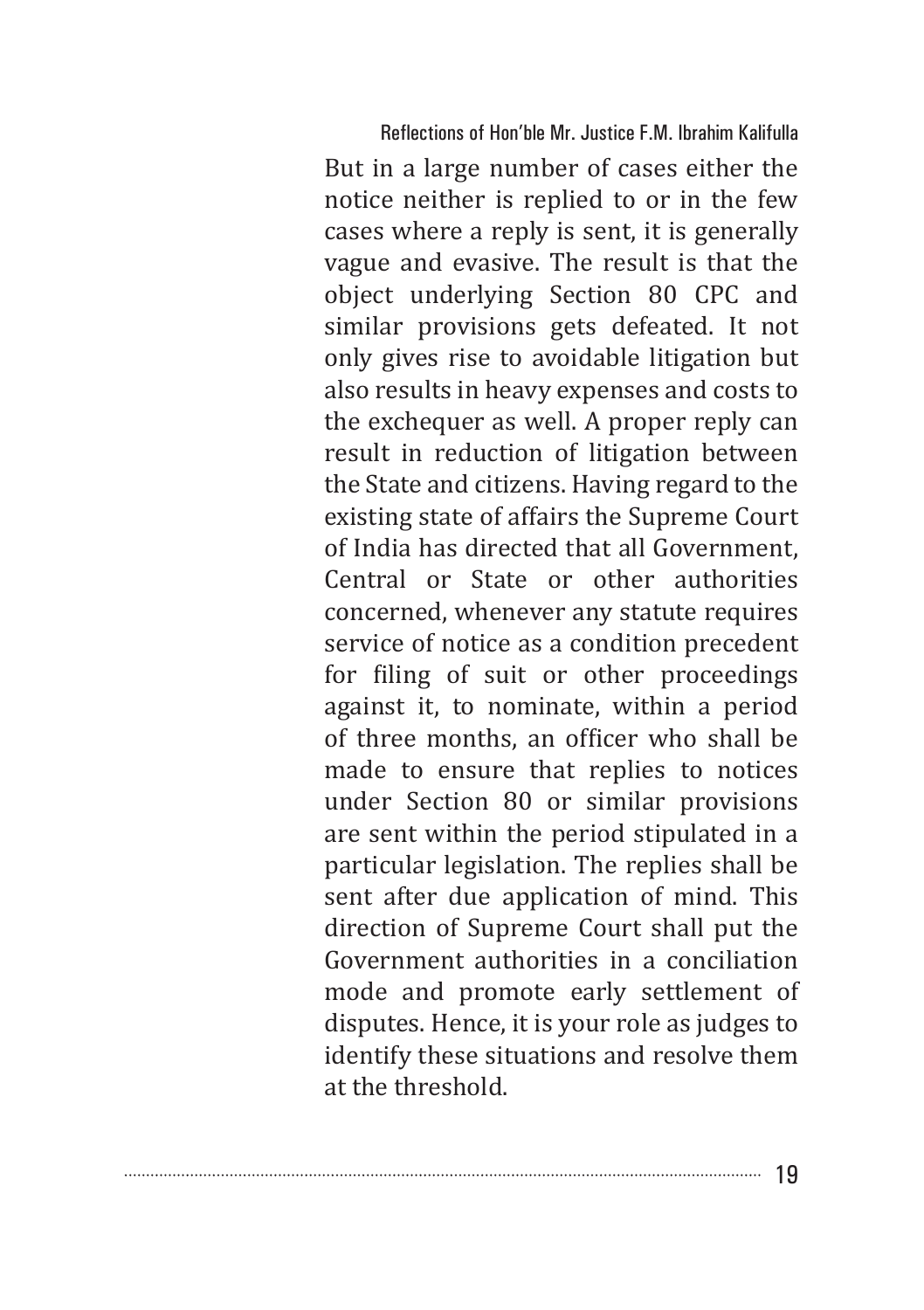But in a large number of cases either the notice neither is replied to or in the few cases where a reply is sent, it is generally vague and evasive. The result is that the object underlying Section 80 CPC and similar provisions gets defeated. It not only gives rise to avoidable litigation but also results in heavy expenses and costs to the exchequer as well. A proper reply can result in reduction of litigation between the State and citizens. Having regard to the existing state of affairs the Supreme Court of India has directed that all Government, Central or State or other authorities concerned, whenever any statute requires service of notice as a condition precedent for filing of suit or other proceedings against it, to nominate, within a period of three months, an officer who shall be made to ensure that replies to notices under Section 80 or similar provisions are sent within the period stipulated in a particular legislation. The replies shall be sent after due application of mind. This direction of Supreme Court shall put the Government authorities in a conciliation mode and promote early settlement of disputes. Hence, it is your role as judges to identify these situations and resolve them at the threshold.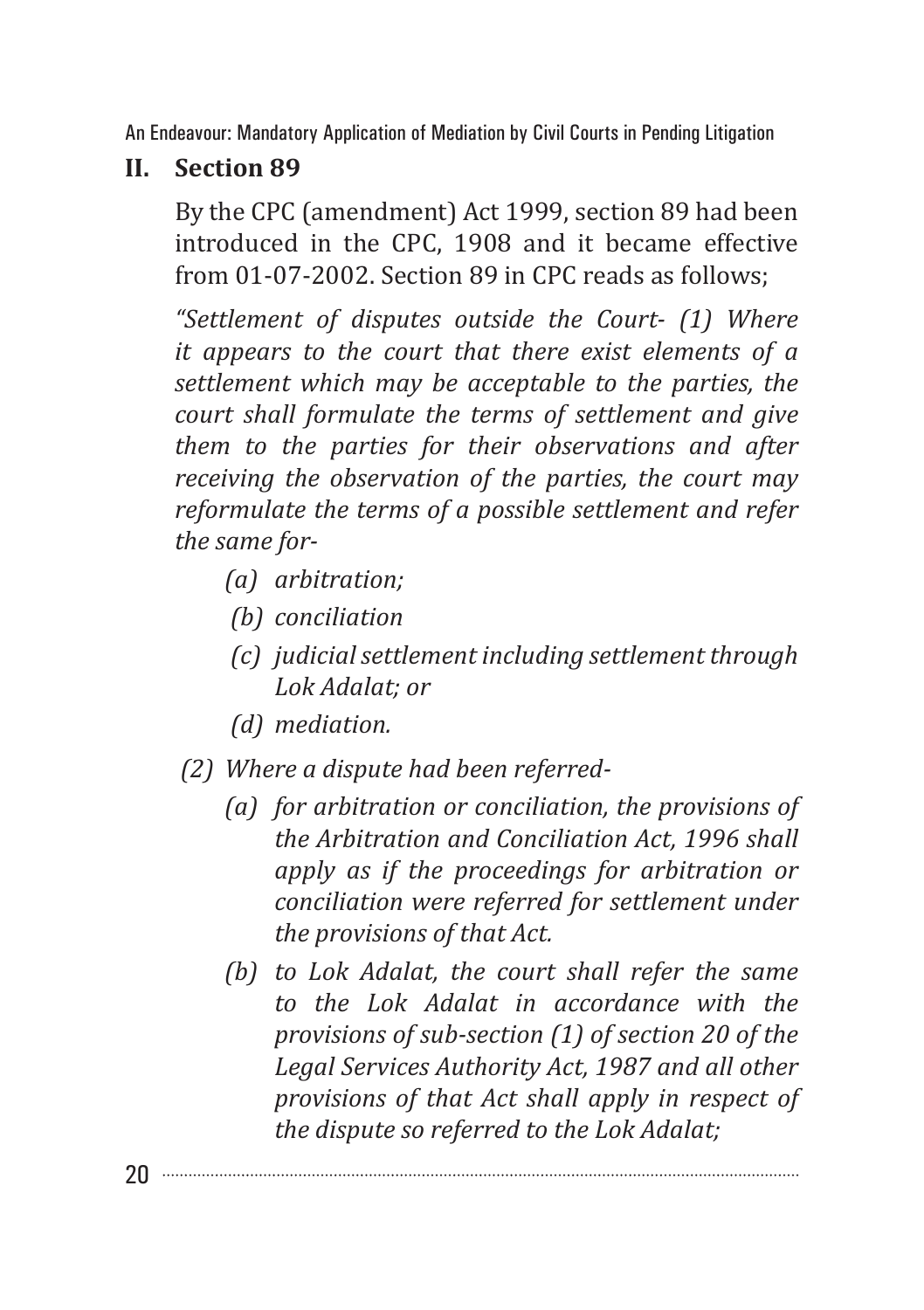## II. Section 89

By the CPC (amendment) Act 1999, section 89 had been introduced in the CPC, 1908 and it became effective from 01-07-2002. Section 89 in CPC reads as follows;

*"Settlement of disputes outside the Court- (1) Where it appears to the court that there exist elements of a settlement which may be acceptable to the parties, the court shall formulate the terms of settlement and give them to the parties for their observations and after receiving the observation of the parties, the court may reformulate the terms of a possible settlement and refer the same for-*

- *(a) arbitration;*
- *(b) conciliation*
- *(c) judicial settlement including settlement through Lok Adalat; or*
- *(d) mediation.*

*(2) Where a dispute had been referred-*

- *(a) for arbitration or conciliation, the provisions of the Arbitration and Conciliation Act, 1996 shall apply as if the proceedings for arbitration or conciliation were referred for settlement under the provisions of that Act.*
- *(b) to Lok Adalat, the court shall refer the same to the Lok Adalat in accordance with the provisions of sub-section (1) of section 20 of the Legal Services Authority Act, 1987 and all other provisions of that Act shall apply in respect of the dispute so referred to the Lok Adalat;*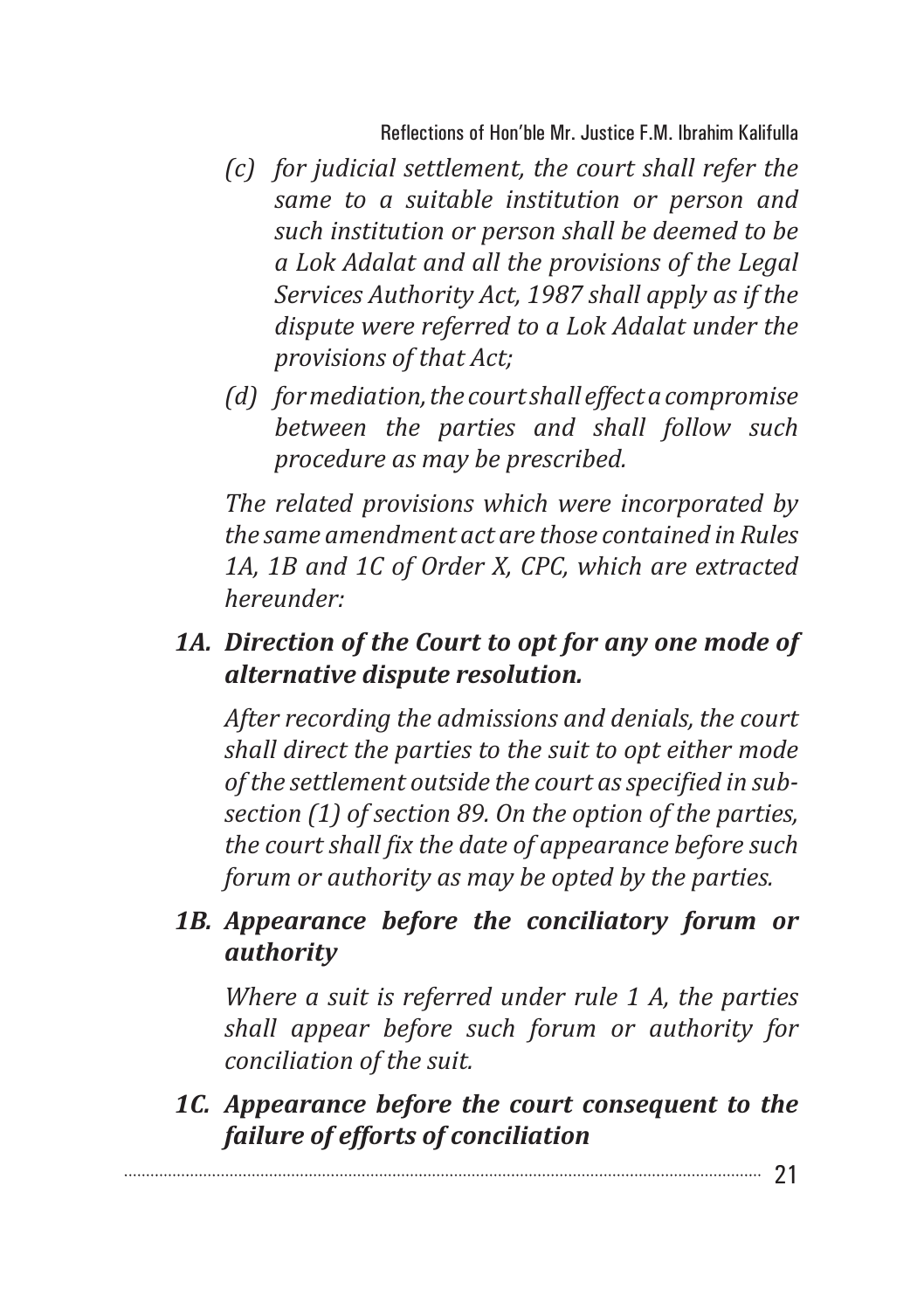*(c) for judicial settlement, the court shall refer the same to a suitable institution or person and such institution or person shall be deemed to be a Lok Adalat and all the provisions of the Legal Services Authority Act, 1987 shall apply as if the dispute were referred to a Lok Adalat under the provisions of that Act;*

*(d) for mediation, the court shall effect a compromise between the parties and shall follow such procedure as may be prescribed.*

*The related provisions which were incorporated by the same amendment act are those contained in Rules 1A, 1B and 1C of Order X, CPC, which are extracted hereunder:*

***1A. Direction of the Court to opt for any one mode of alternative dispute resolution.***

*After recording the admissions and denials, the court shall direct the parties to the suit to opt either mode of the settlement outside the court as specified in sub-section (1) of section 89. On the option of the parties, the court shall fix the date of appearance before such forum or authority as may be opted by the parties.*

***1B. Appearance before the conciliatory forum or authority***

*Where a suit is referred under rule 1 A, the parties shall appear before such forum or authority for conciliation of the suit.*

***1C. Appearance before the court consequent to the failure of efforts of conciliation***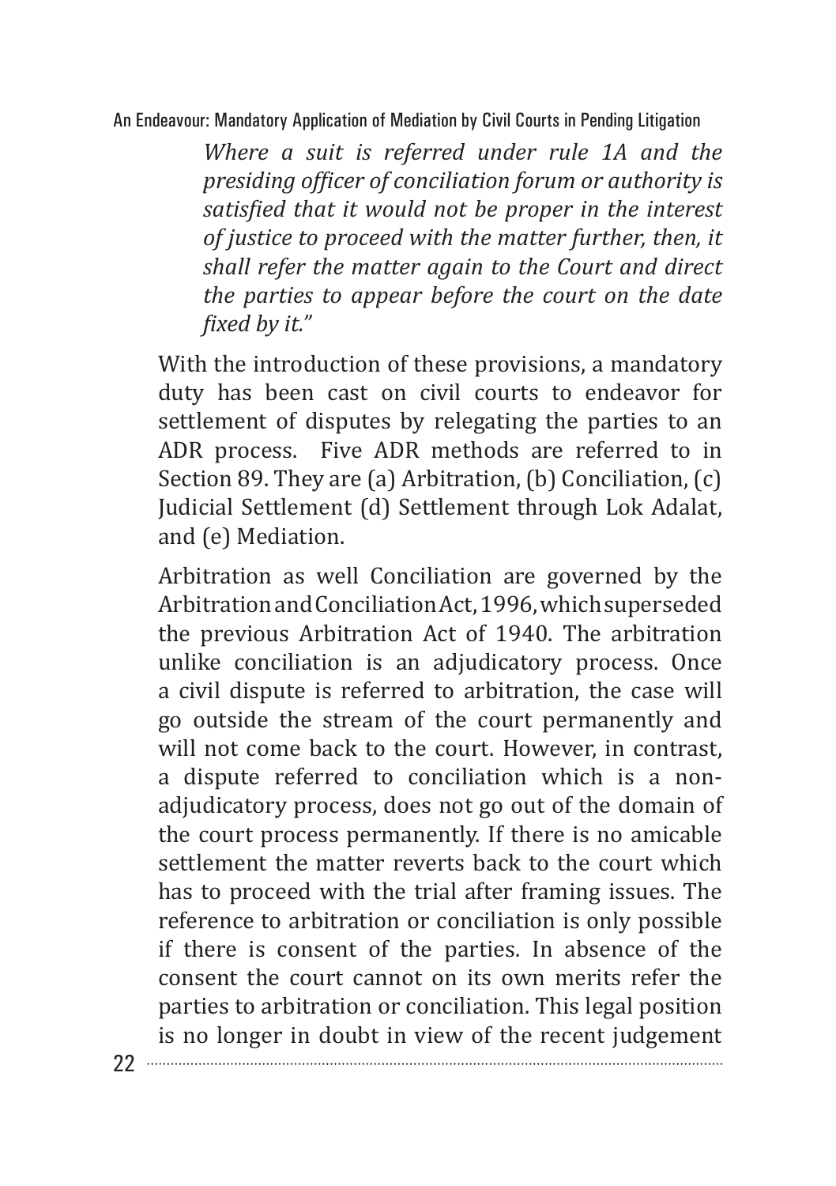> *Where a suit is referred under rule 1A and the presiding officer of conciliation forum or authority is satisfied that it would not be proper in the interest of justice to proceed with the matter further, then, it shall refer the matter again to the Court and direct the parties to appear before the court on the date fixed by it."*

With the introduction of these provisions, a mandatory duty has been cast on civil courts to endeavor for settlement of disputes by relegating the parties to an ADR process. Five ADR methods are referred to in Section 89. They are (a) Arbitration, (b) Conciliation, (c) Judicial Settlement (d) Settlement through Lok Adalat, and (e) Mediation.

Arbitration as well Conciliation are governed by the Arbitration and Conciliation Act, 1996, which superseded the previous Arbitration Act of 1940. The arbitration unlike conciliation is an adjudicatory process. Once a civil dispute is referred to arbitration, the case will go outside the stream of the court permanently and will not come back to the court. However, in contrast, a dispute referred to conciliation which is a non-adjudicatory process, does not go out of the domain of the court process permanently. If there is no amicable settlement the matter reverts back to the court which has to proceed with the trial after framing issues. The reference to arbitration or conciliation is only possible if there is consent of the parties. In absence of the consent the court cannot on its own merits refer the parties to arbitration or conciliation. This legal position is no longer in doubt in view of the recent judgement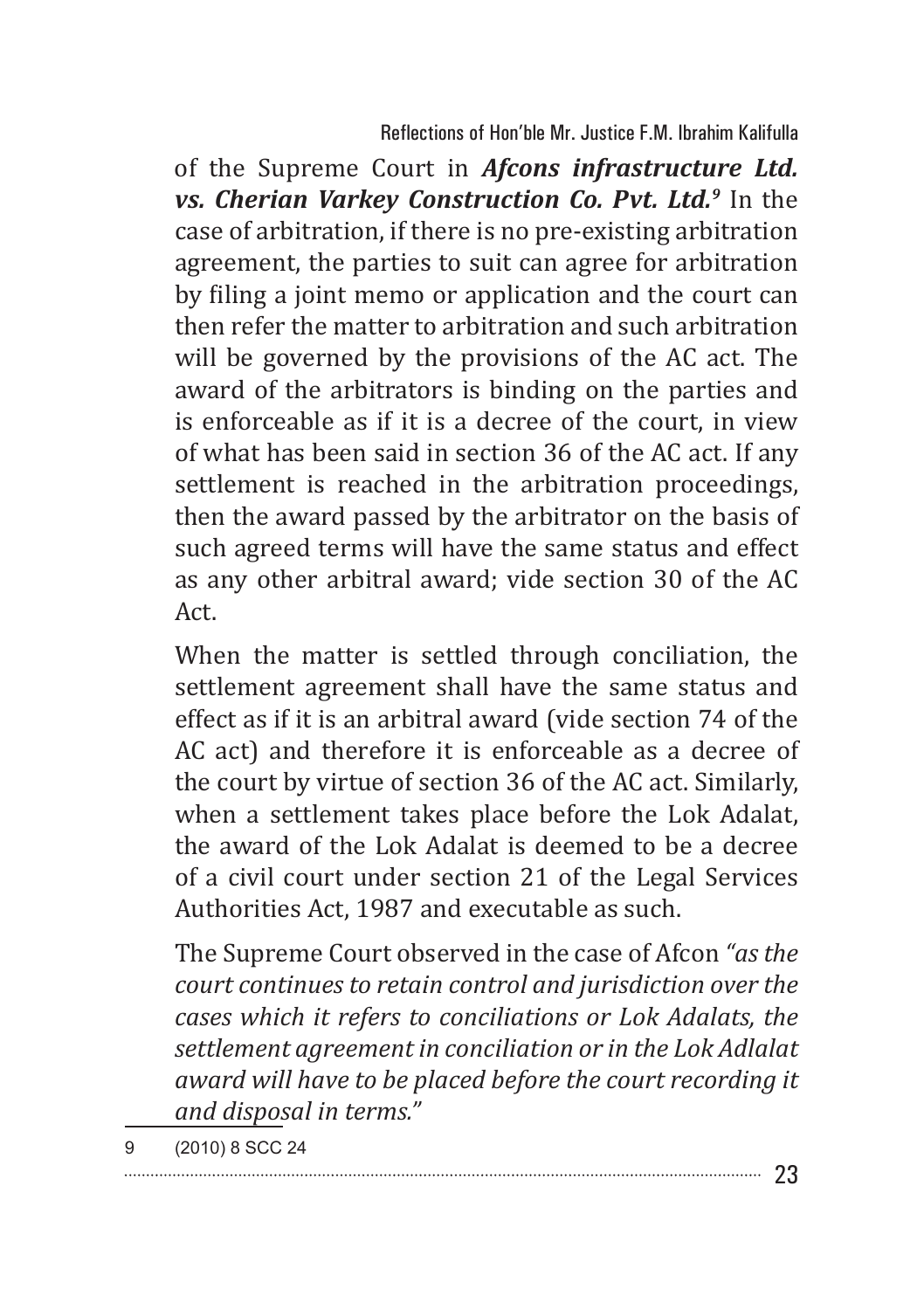of the Supreme Court in ***Afcons infrastructure Ltd. vs. Cherian Varkey Construction Co. Pvt. Ltd.***[9] In the case of arbitration, if there is no pre-existing arbitration agreement, the parties to suit can agree for arbitration by filing a joint memo or application and the court can then refer the matter to arbitration and such arbitration will be governed by the provisions of the AC act. The award of the arbitrators is binding on the parties and is enforceable as if it is a decree of the court, in view of what has been said in section 36 of the AC act. If any settlement is reached in the arbitration proceedings, then the award passed by the arbitrator on the basis of such agreed terms will have the same status and effect as any other arbitral award; vide section 30 of the AC Act.

When the matter is settled through conciliation, the settlement agreement shall have the same status and effect as if it is an arbitral award (vide section 74 of the AC act) and therefore it is enforceable as a decree of the court by virtue of section 36 of the AC act. Similarly, when a settlement takes place before the Lok Adalat, the award of the Lok Adalat is deemed to be a decree of a civil court under section 21 of the Legal Services Authorities Act, 1987 and executable as such.

The Supreme Court observed in the case of Afcon *"as the court continues to retain control and jurisdiction over the cases which it refers to conciliations or Lok Adalats, the settlement agreement in conciliation or in the Lok Adlalat award will have to be placed before the court recording it and disposal in terms."*

---

9 (2010) 8 SCC 24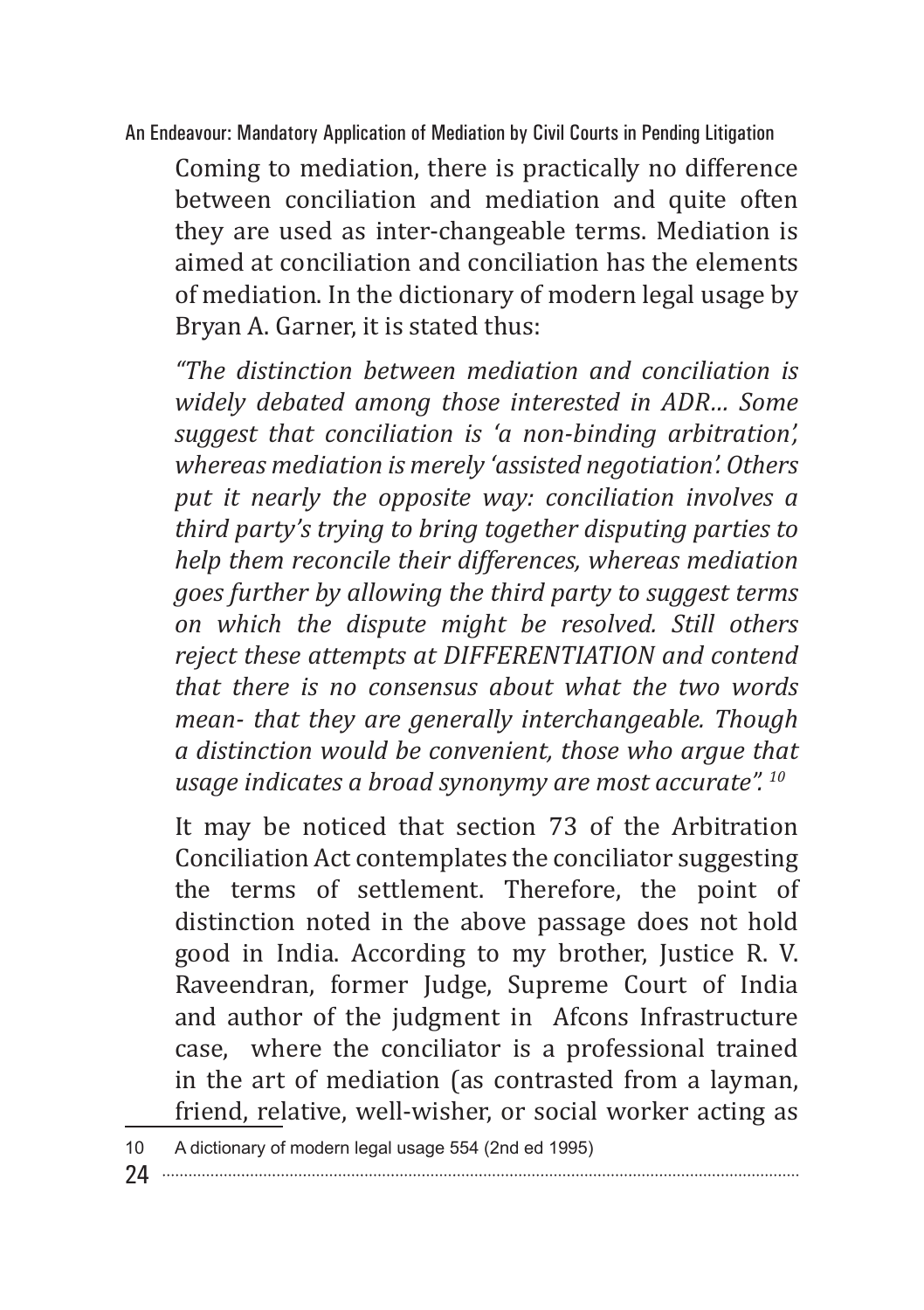Coming to mediation, there is practically no difference between conciliation and mediation and quite often they are used as inter-changeable terms. Mediation is aimed at conciliation and conciliation has the elements of mediation. In the dictionary of modern legal usage by Bryan A. Garner, it is stated thus:

*"The distinction between mediation and conciliation is widely debated among those interested in ADR… Some suggest that conciliation is 'a non-binding arbitration', whereas mediation is merely 'assisted negotiation'. Others put it nearly the opposite way: conciliation involves a third party's trying to bring together disputing parties to help them reconcile their differences, whereas mediation goes further by allowing the third party to suggest terms on which the dispute might be resolved. Still others reject these attempts at DIFFERENTIATION and contend that there is no consensus about what the two words mean- that they are generally interchangeable. Though a distinction would be convenient, those who argue that usage indicates a broad synonymy are most accurate".* [10]

It may be noticed that section 73 of the Arbitration Conciliation Act contemplates the conciliator suggesting the terms of settlement. Therefore, the point of distinction noted in the above passage does not hold good in India. According to my brother, Justice R. V. Raveendran, former Judge, Supreme Court of India and author of the judgment in Afcons Infrastructure case, where the conciliator is a professional trained in the art of mediation (as contrasted from a layman, friend, relative, well-wisher, or social worker acting as

---

10 A dictionary of modern legal usage 554 (2nd ed 1995)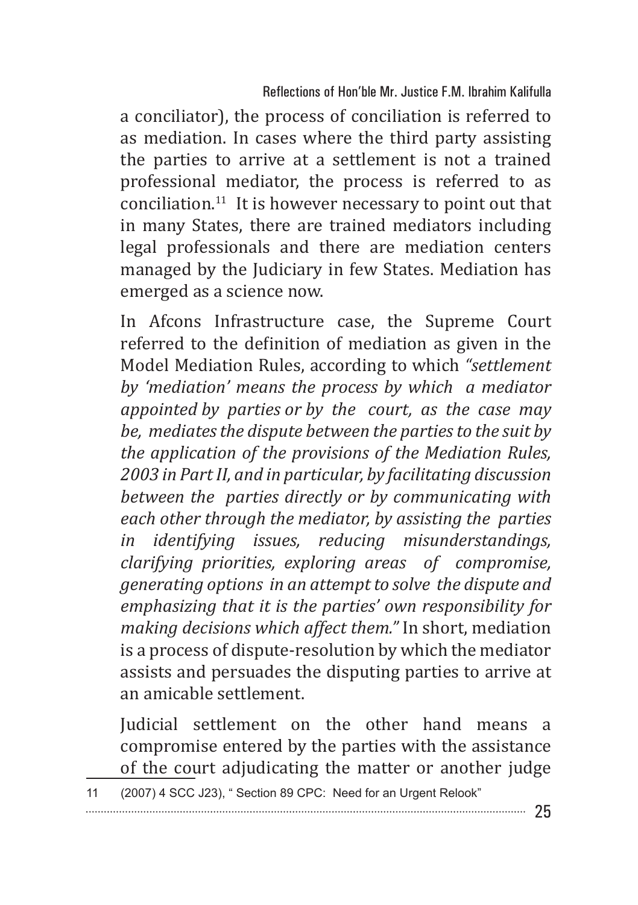a conciliator), the process of conciliation is referred to as mediation. In cases where the third party assisting the parties to arrive at a settlement is not a trained professional mediator, the process is referred to as conciliation.[11] It is however necessary to point out that in many States, there are trained mediators including legal professionals and there are mediation centers managed by the Judiciary in few States. Mediation has emerged as a science now.

In Afcons Infrastructure case, the Supreme Court referred to the definition of mediation as given in the Model Mediation Rules, according to which *"settlement by 'mediation' means the process by which a mediator appointed by parties or by the court, as the case may be, mediates the dispute between the parties to the suit by the application of the provisions of the Mediation Rules, 2003 in Part II, and in particular, by facilitating discussion between the parties directly or by communicating with each other through the mediator, by assisting the parties in identifying issues, reducing misunderstandings, clarifying priorities, exploring areas of compromise, generating options in an attempt to solve the dispute and emphasizing that it is the parties' own responsibility for making decisions which affect them."* In short, mediation is a process of dispute-resolution by which the mediator assists and persuades the disputing parties to arrive at an amicable settlement.

Judicial settlement on the other hand means a compromise entered by the parties with the assistance of the court adjudicating the matter or another judge

---

11 (2007) 4 SCC J23), " Section 89 CPC: Need for an Urgent Relook"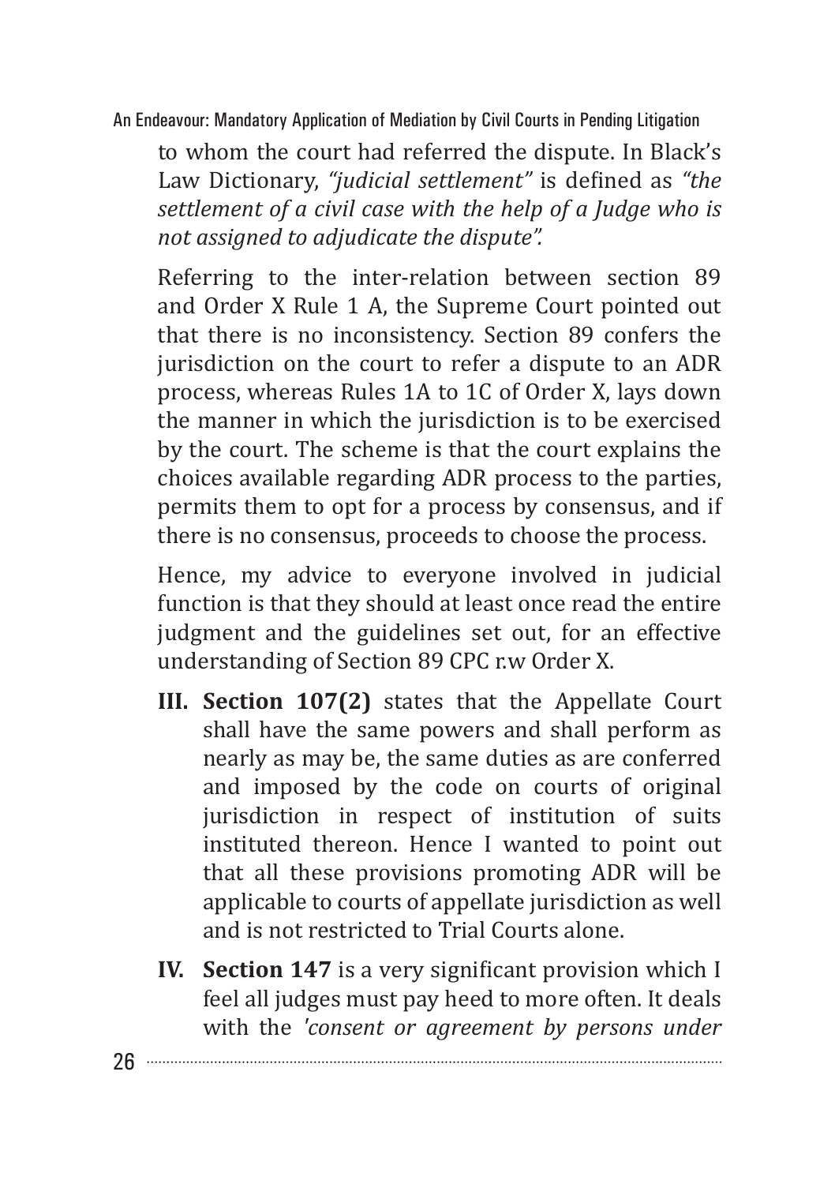to whom the court had referred the dispute. In Black's Law Dictionary, *"judicial settlement"* is defined as *"the settlement of a civil case with the help of a Judge who is not assigned to adjudicate the dispute".*

Referring to the inter-relation between section 89 and Order X Rule 1 A, the Supreme Court pointed out that there is no inconsistency. Section 89 confers the jurisdiction on the court to refer a dispute to an ADR process, whereas Rules 1A to 1C of Order X, lays down the manner in which the jurisdiction is to be exercised by the court. The scheme is that the court explains the choices available regarding ADR process to the parties, permits them to opt for a process by consensus, and if there is no consensus, proceeds to choose the process.

Hence, my advice to everyone involved in judicial function is that they should at least once read the entire judgment and the guidelines set out, for an effective understanding of Section 89 CPC r.w Order X.

**III. Section 107(2)** states that the Appellate Court shall have the same powers and shall perform as nearly as may be, the same duties as are conferred and imposed by the code on courts of original jurisdiction in respect of institution of suits instituted thereon. Hence I wanted to point out that all these provisions promoting ADR will be applicable to courts of appellate jurisdiction as well and is not restricted to Trial Courts alone.

**IV. Section 147** is a very significant provision which I feel all judges must pay heed to more often. It deals with the *'consent or agreement by persons under*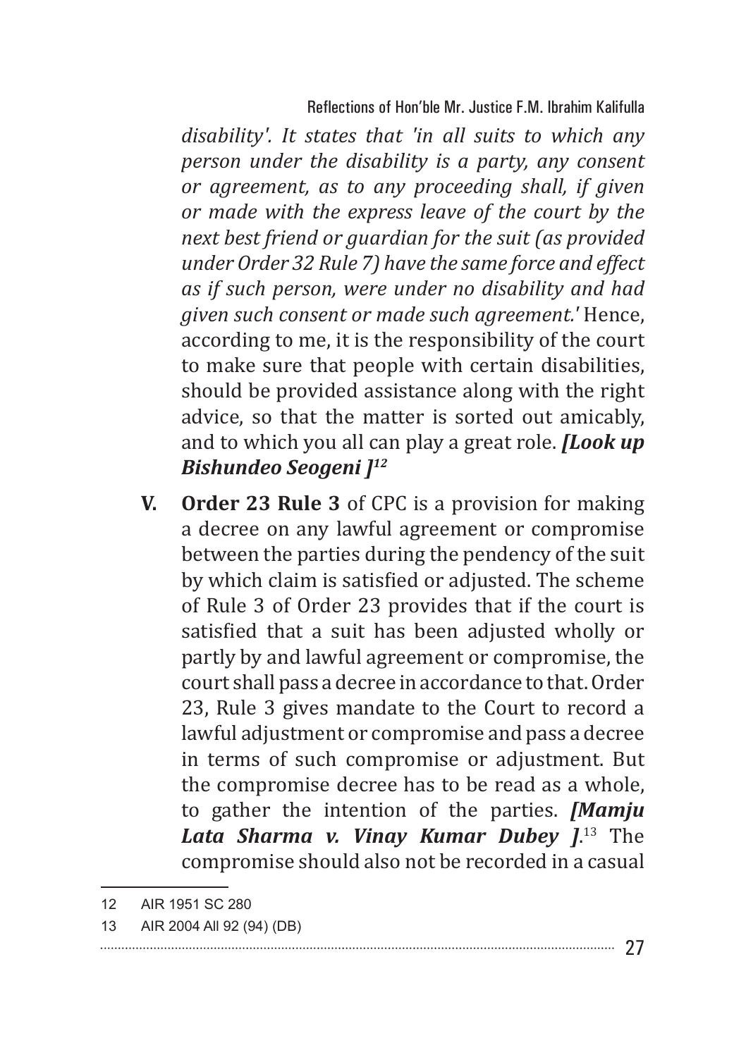*disability'. It states that 'in all suits to which any person under the disability is a party, any consent or agreement, as to any proceeding shall, if given or made with the express leave of the court by the next best friend or guardian for the suit (as provided under Order 32 Rule 7) have the same force and effect as if such person, were under no disability and had given such consent or made such agreement.'* Hence, according to me, it is the responsibility of the court to make sure that people with certain disabilities, should be provided assistance along with the right advice, so that the matter is sorted out amicably, and to which you all can play a great role. ***[Look up Bishundeo Seogeni ]***[12]

**V.** **Order 23 Rule 3** of CPC is a provision for making a decree on any lawful agreement or compromise between the parties during the pendency of the suit by which claim is satisfied or adjusted. The scheme of Rule 3 of Order 23 provides that if the court is satisfied that a suit has been adjusted wholly or partly by and lawful agreement or compromise, the court shall pass a decree in accordance to that. Order 23, Rule 3 gives mandate to the Court to record a lawful adjustment or compromise and pass a decree in terms of such compromise or adjustment. But the compromise decree has to be read as a whole, to gather the intention of the parties. ***[Mamju Lata Sharma v. Vinay Kumar Dubey ]***.[13] The compromise should also not be recorded in a casual

---

12 AIR 1951 SC 280

13 AIR 2004 All 92 (94) (DB)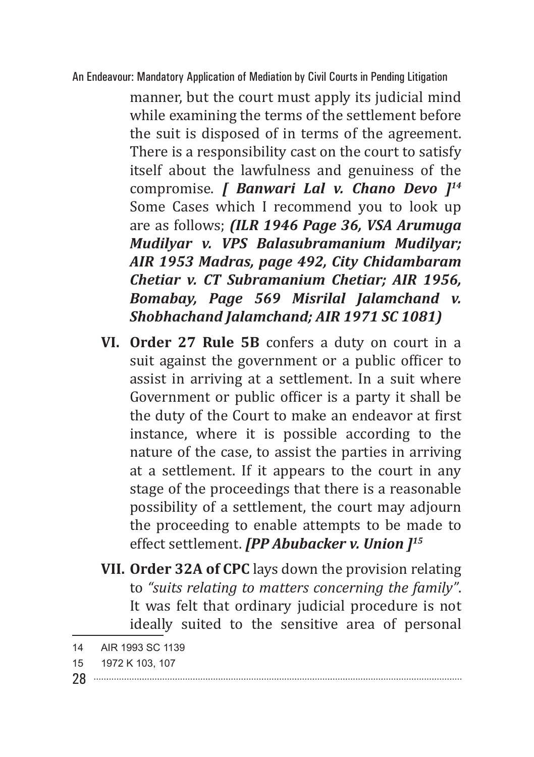manner, but the court must apply its judicial mind while examining the terms of the settlement before the suit is disposed of in terms of the agreement. There is a responsibility cast on the court to satisfy itself about the lawfulness and genuiness of the compromise. ***[ Banwari Lal v. Chano Devo ]***[14] Some Cases which I recommend you to look up are as follows; ***(ILR 1946 Page 36, VSA Arumuga Mudilyar v. VPS Balasubramanium Mudilyar; AIR 1953 Madras, page 492, City Chidambaram Chetiar v. CT Subramanium Chetiar; AIR 1956, Bomabay, Page 569 Misrilal Jalamchand v. Shobhachand Jalamchand; AIR 1971 SC 1081)***

**VI.** **Order 27 Rule 5B** confers a duty on court in a suit against the government or a public officer to assist in arriving at a settlement. In a suit where Government or public officer is a party it shall be the duty of the Court to make an endeavor at first instance, where it is possible according to the nature of the case, to assist the parties in arriving at a settlement. If it appears to the court in any stage of the proceedings that there is a reasonable possibility of a settlement, the court may adjourn the proceeding to enable attempts to be made to effect settlement. ***[PP Abubacker v. Union ]***[15]

**VII.** **Order 32A of CPC** lays down the provision relating to *"suits relating to matters concerning the family"*. It was felt that ordinary judicial procedure is not ideally suited to the sensitive area of personal

---

14 AIR 1993 SC 1139

15 1972 K 103, 107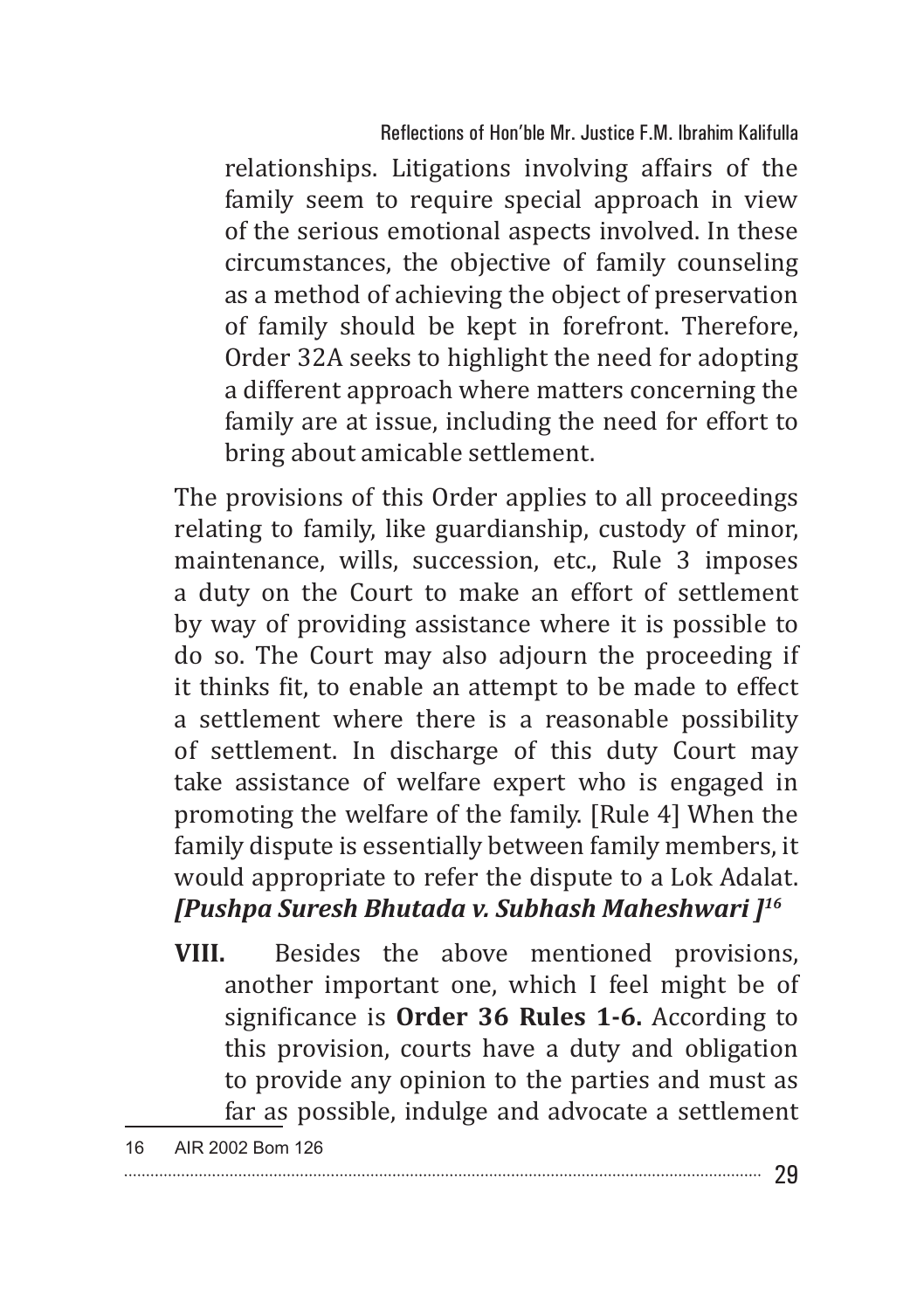relationships. Litigations involving affairs of the family seem to require special approach in view of the serious emotional aspects involved. In these circumstances, the objective of family counseling as a method of achieving the object of preservation of family should be kept in forefront. Therefore, Order 32A seeks to highlight the need for adopting a different approach where matters concerning the family are at issue, including the need for effort to bring about amicable settlement.

The provisions of this Order applies to all proceedings relating to family, like guardianship, custody of minor, maintenance, wills, succession, etc., Rule 3 imposes a duty on the Court to make an effort of settlement by way of providing assistance where it is possible to do so. The Court may also adjourn the proceeding if it thinks fit, to enable an attempt to be made to effect a settlement where there is a reasonable possibility of settlement. In discharge of this duty Court may take assistance of welfare expert who is engaged in promoting the welfare of the family. [Rule 4] When the family dispute is essentially between family members, it would appropriate to refer the dispute to a Lok Adalat. ***[Pushpa Suresh Bhutada v. Subhash Maheshwari ]***[16]

**VIII.** Besides the above mentioned provisions, another important one, which I feel might be of significance is **Order 36 Rules 1-6.** According to this provision, courts have a duty and obligation to provide any opinion to the parties and must as far as possible, indulge and advocate a settlement

16 AIR 2002 Bom 126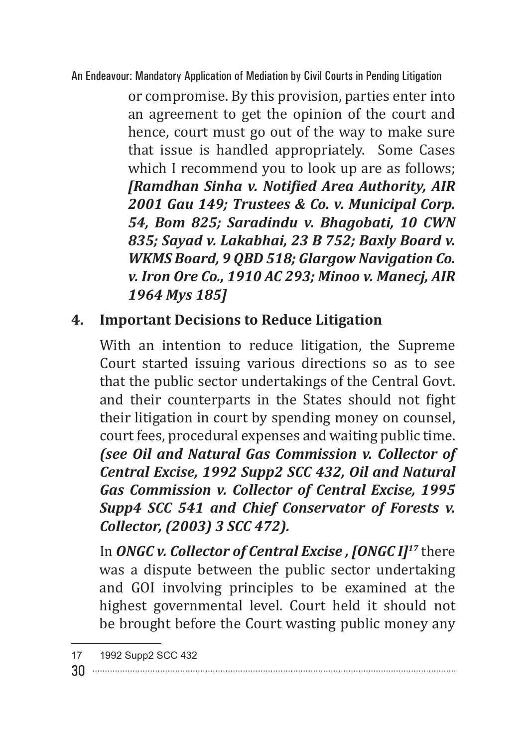or compromise. By this provision, parties enter into an agreement to get the opinion of the court and hence, court must go out of the way to make sure that issue is handled appropriately. Some Cases which I recommend you to look up are as follows; ***[Ramdhan Sinha v. Notified Area Authority, AIR 2001 Gau 149; Trustees & Co. v. Municipal Corp. 54, Bom 825; Saradindu v. Bhagobati, 10 CWN 835; Sayad v. Lakabhai, 23 B 752; Baxly Board v. WKMS Board, 9 QBD 518; Glargow Navigation Co. v. Iron Ore Co., 1910 AC 293; Minoo v. Manecj, AIR 1964 Mys 185]***

## 4. Important Decisions to Reduce Litigation

With an intention to reduce litigation, the Supreme Court started issuing various directions so as to see that the public sector undertakings of the Central Govt. and their counterparts in the States should not fight their litigation in court by spending money on counsel, court fees, procedural expenses and waiting public time. ***(see Oil and Natural Gas Commission v. Collector of Central Excise, 1992 Supp2 SCC 432, Oil and Natural Gas Commission v. Collector of Central Excise, 1995 Supp4 SCC 541 and Chief Conservator of Forests v. Collector, (2003) 3 SCC 472).***

In ***ONGC v. Collector of Central Excise , [ONGC I]***[17] there was a dispute between the public sector undertaking and GOI involving principles to be examined at the highest governmental level. Court held it should not be brought before the Court wasting public money any

17 1992 Supp2 SCC 432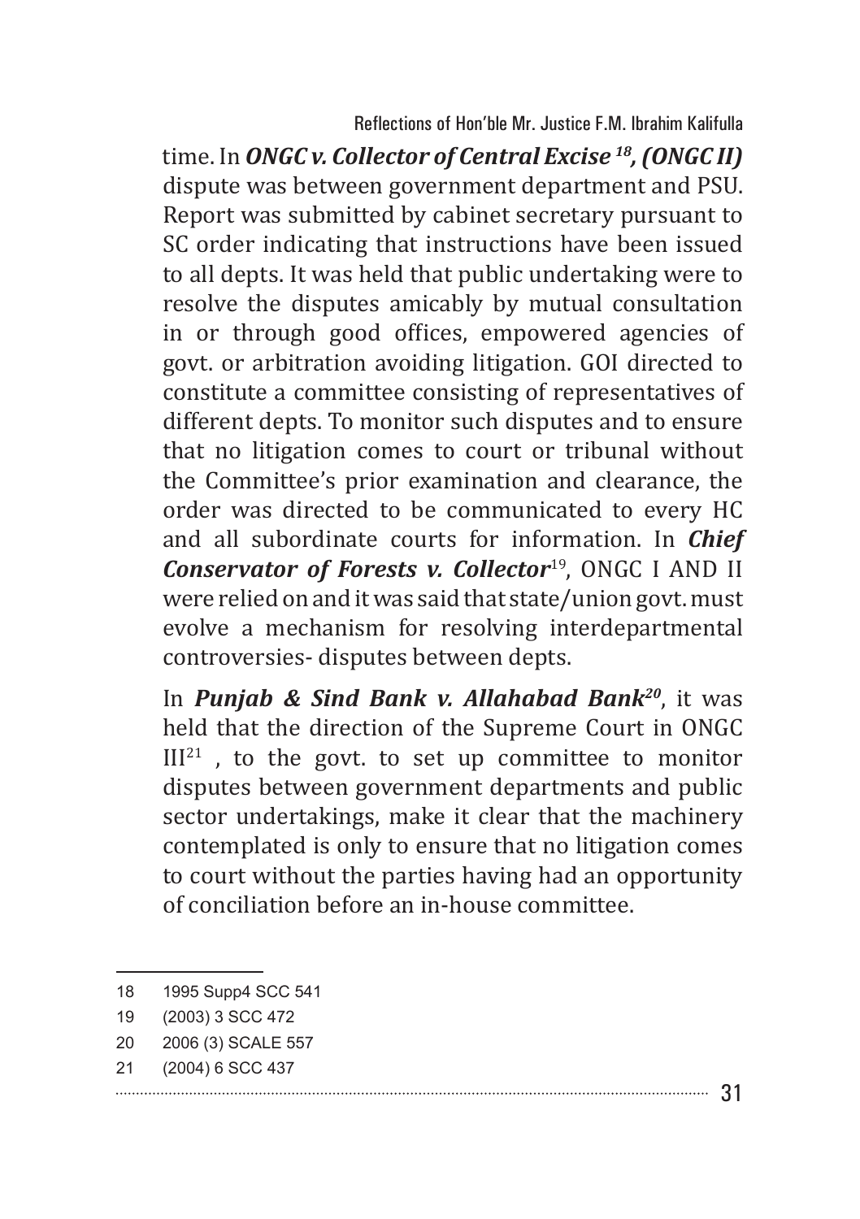time. In ***ONGC v. Collector of Central Excise***[18]***, (ONGC II)*** dispute was between government department and PSU. Report was submitted by cabinet secretary pursuant to SC order indicating that instructions have been issued to all depts. It was held that public undertaking were to resolve the disputes amicably by mutual consultation in or through good offices, empowered agencies of govt. or arbitration avoiding litigation. GOI directed to constitute a committee consisting of representatives of different depts. To monitor such disputes and to ensure that no litigation comes to court or tribunal without the Committee's prior examination and clearance, the order was directed to be communicated to every HC and all subordinate courts for information. In ***Chief Conservator of Forests v. Collector***[19], ONGC I AND II were relied on and it was said that state/union govt. must evolve a mechanism for resolving interdepartmental controversies- disputes between depts.

In ***Punjab & Sind Bank v. Allahabad Bank***[20], it was held that the direction of the Supreme Court in ONGC III[21] , to the govt. to set up committee to monitor disputes between government departments and public sector undertakings, make it clear that the machinery contemplated is only to ensure that no litigation comes to court without the parties having had an opportunity of conciliation before an in-house committee.

---

18 1995 Supp4 SCC 541

19 (2003) 3 SCC 472

20 2006 (3) SCALE 557

21 (2004) 6 SCC 437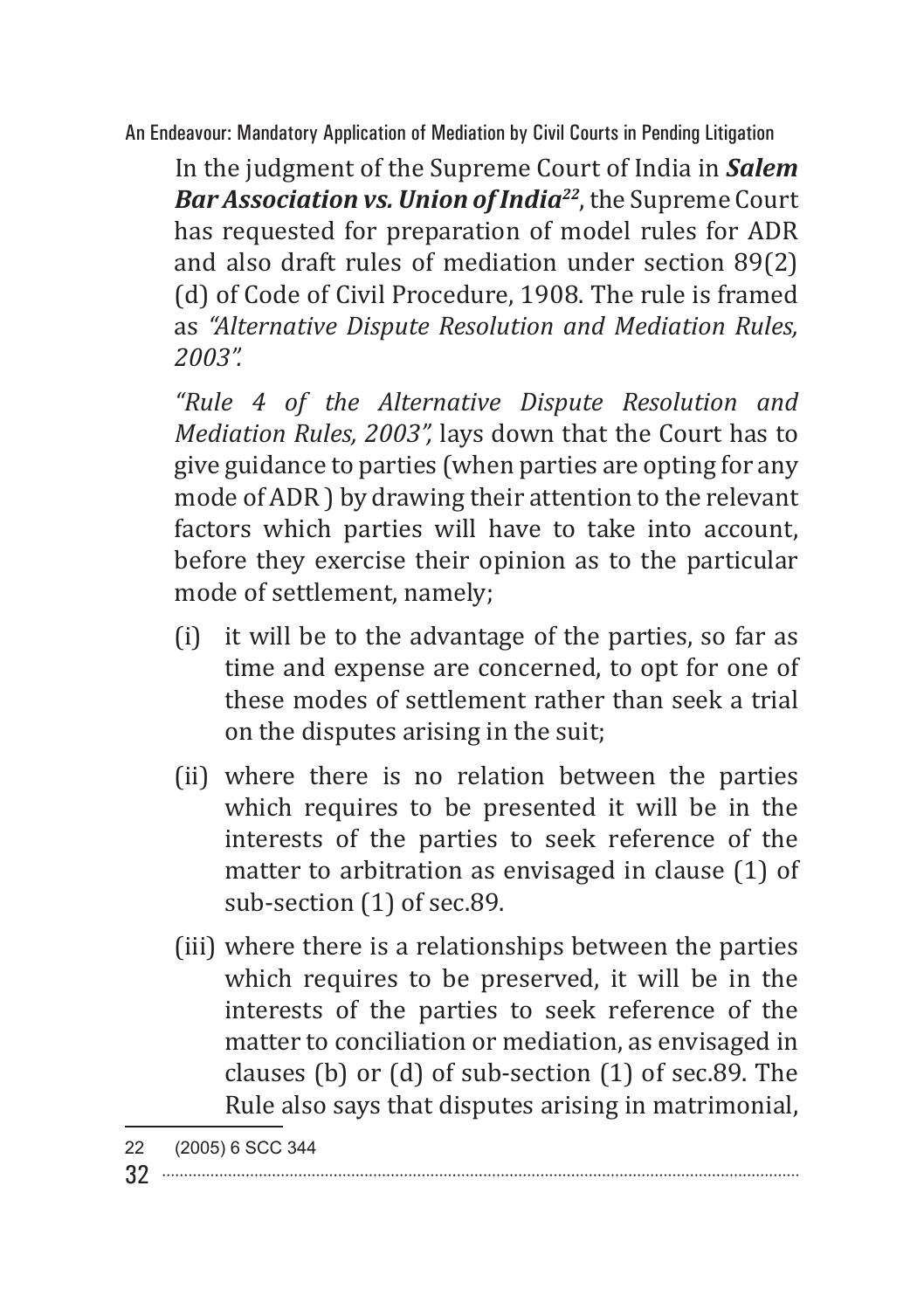In the judgment of the Supreme Court of India in ***Salem Bar Association vs. Union of India***[22], the Supreme Court has requested for preparation of model rules for ADR and also draft rules of mediation under section 89(2)(d) of Code of Civil Procedure, 1908. The rule is framed as *"Alternative Dispute Resolution and Mediation Rules, 2003".*

*"Rule 4 of the Alternative Dispute Resolution and Mediation Rules, 2003",* lays down that the Court has to give guidance to parties (when parties are opting for any mode of ADR ) by drawing their attention to the relevant factors which parties will have to take into account, before they exercise their opinion as to the particular mode of settlement, namely;

(i) it will be to the advantage of the parties, so far as time and expense are concerned, to opt for one of these modes of settlement rather than seek a trial on the disputes arising in the suit;

(ii) where there is no relation between the parties which requires to be presented it will be in the interests of the parties to seek reference of the matter to arbitration as envisaged in clause (1) of sub-section (1) of sec.89.

(iii) where there is a relationships between the parties which requires to be preserved, it will be in the interests of the parties to seek reference of the matter to conciliation or mediation, as envisaged in clauses (b) or (d) of sub-section (1) of sec.89. The Rule also says that disputes arising in matrimonial,

22 (2005) 6 SCC 344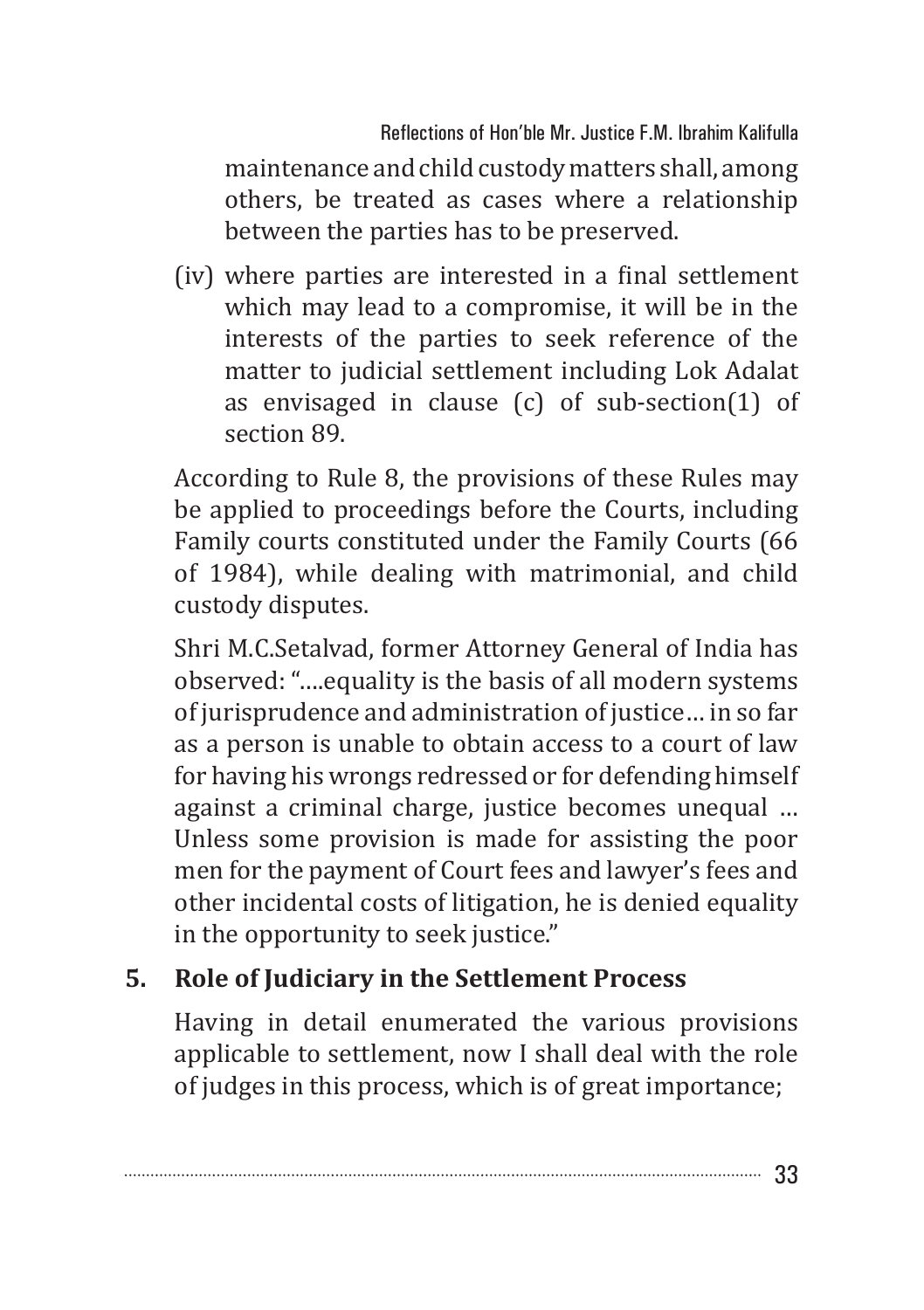maintenance and child custody matters shall, among others, be treated as cases where a relationship between the parties has to be preserved.

(iv) where parties are interested in a final settlement which may lead to a compromise, it will be in the interests of the parties to seek reference of the matter to judicial settlement including Lok Adalat as envisaged in clause (c) of sub-section(1) of section 89.

According to Rule 8, the provisions of these Rules may be applied to proceedings before the Courts, including Family courts constituted under the Family Courts (66 of 1984), while dealing with matrimonial, and child custody disputes.

Shri M.C.Setalvad, former Attorney General of India has observed: "….equality is the basis of all modern systems of jurisprudence and administration of justice… in so far as a person is unable to obtain access to a court of law for having his wrongs redressed or for defending himself against a criminal charge, justice becomes unequal … Unless some provision is made for assisting the poor men for the payment of Court fees and lawyer's fees and other incidental costs of litigation, he is denied equality in the opportunity to seek justice."

## 5. Role of Judiciary in the Settlement Process

Having in detail enumerated the various provisions applicable to settlement, now I shall deal with the role of judges in this process, which is of great importance;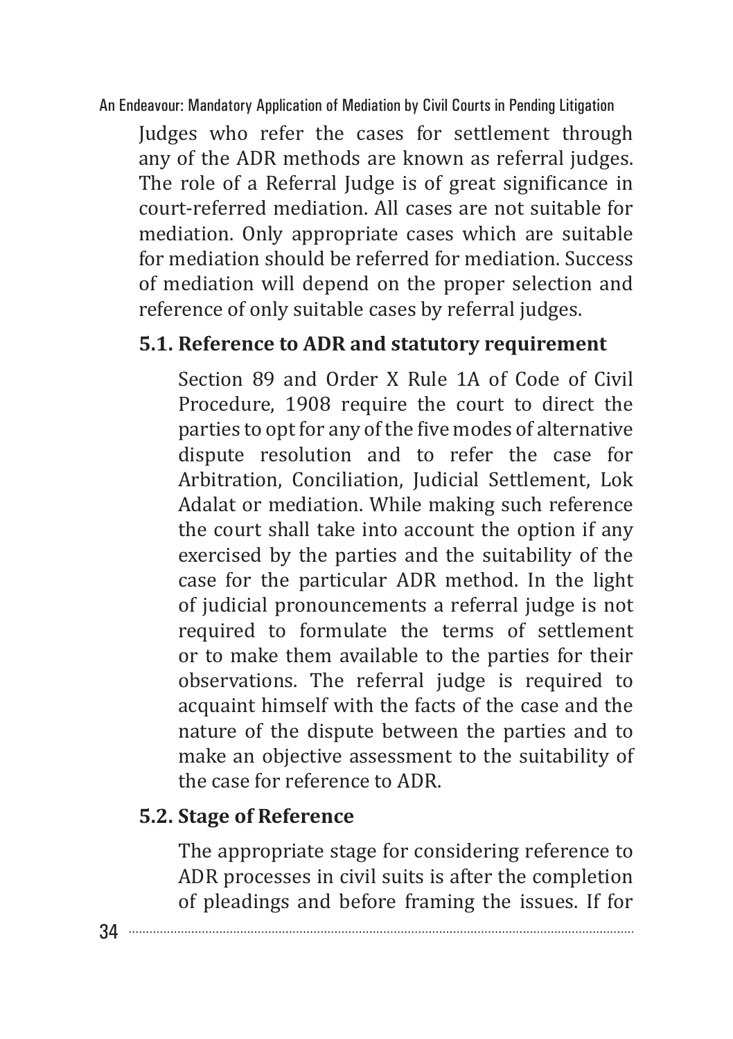Judges who refer the cases for settlement through any of the ADR methods are known as referral judges. The role of a Referral Judge is of great significance in court-referred mediation. All cases are not suitable for mediation. Only appropriate cases which are suitable for mediation should be referred for mediation. Success of mediation will depend on the proper selection and reference of only suitable cases by referral judges.

### 5.1. Reference to ADR and statutory requirement

Section 89 and Order X Rule 1A of Code of Civil Procedure, 1908 require the court to direct the parties to opt for any of the five modes of alternative dispute resolution and to refer the case for Arbitration, Conciliation, Judicial Settlement, Lok Adalat or mediation. While making such reference the court shall take into account the option if any exercised by the parties and the suitability of the case for the particular ADR method. In the light of judicial pronouncements a referral judge is not required to formulate the terms of settlement or to make them available to the parties for their observations. The referral judge is required to acquaint himself with the facts of the case and the nature of the dispute between the parties and to make an objective assessment to the suitability of the case for reference to ADR.

### 5.2. Stage of Reference

The appropriate stage for considering reference to ADR processes in civil suits is after the completion of pleadings and before framing the issues. If for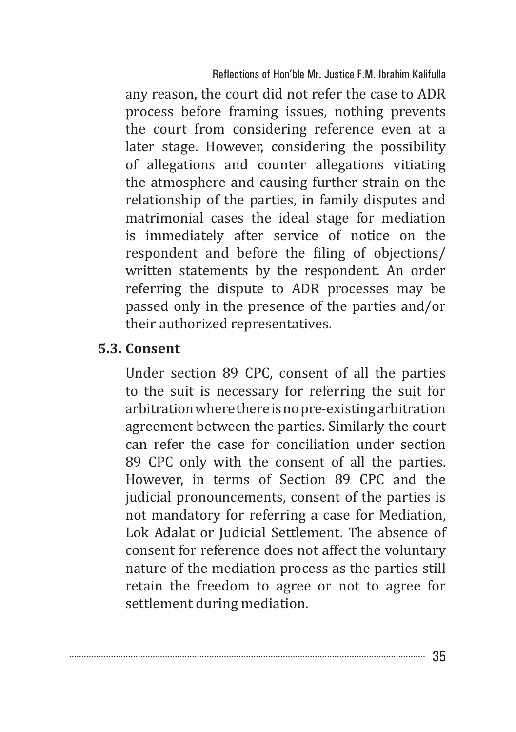any reason, the court did not refer the case to ADR process before framing issues, nothing prevents the court from considering reference even at a later stage. However, considering the possibility of allegations and counter allegations vitiating the atmosphere and causing further strain on the relationship of the parties, in family disputes and matrimonial cases the ideal stage for mediation is immediately after service of notice on the respondent and before the filing of objections/ written statements by the respondent. An order referring the dispute to ADR processes may be passed only in the presence of the parties and/or their authorized representatives.

### 5.3. Consent

Under section 89 CPC, consent of all the parties to the suit is necessary for referring the suit for arbitration where there is no pre-existing arbitration agreement between the parties. Similarly the court can refer the case for conciliation under section 89 CPC only with the consent of all the parties. However, in terms of Section 89 CPC and the judicial pronouncements, consent of the parties is not mandatory for referring a case for Mediation, Lok Adalat or Judicial Settlement. The absence of consent for reference does not affect the voluntary nature of the mediation process as the parties still retain the freedom to agree or not to agree for settlement during mediation.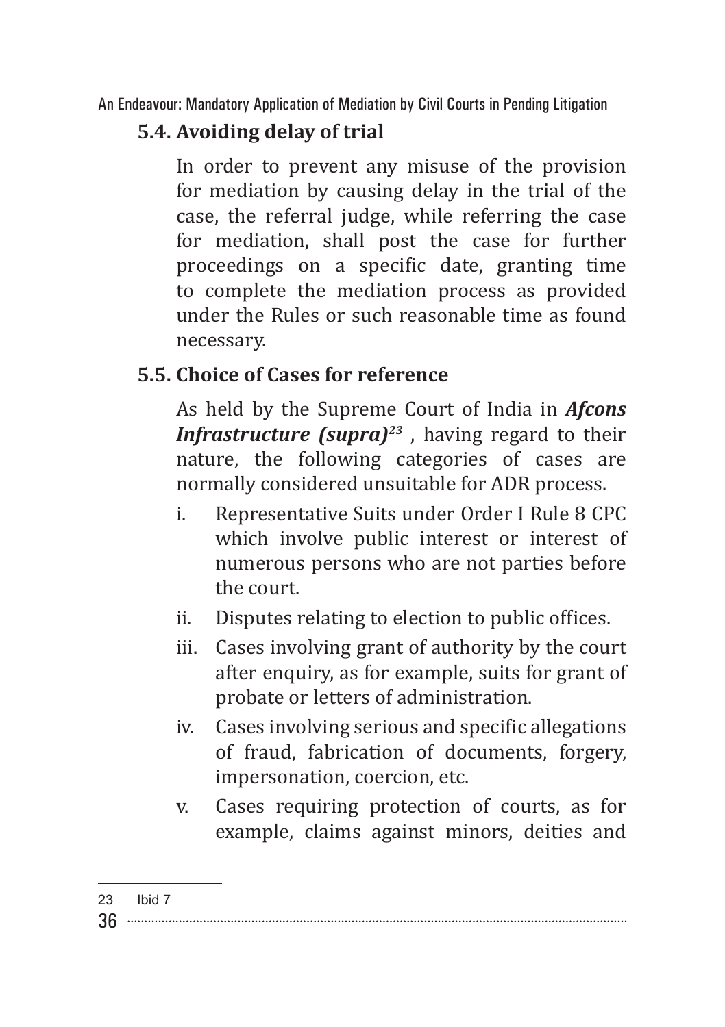### 5.4. Avoiding delay of trial

In order to prevent any misuse of the provision for mediation by causing delay in the trial of the case, the referral judge, while referring the case for mediation, shall post the case for further proceedings on a specific date, granting time to complete the mediation process as provided under the Rules or such reasonable time as found necessary.

### 5.5. Choice of Cases for reference

As held by the Supreme Court of India in ***Afcons Infrastructure (supra)***[23] , having regard to their nature, the following categories of cases are normally considered unsuitable for ADR process.

i. Representative Suits under Order I Rule 8 CPC which involve public interest or interest of numerous persons who are not parties before the court.

ii. Disputes relating to election to public offices.

iii. Cases involving grant of authority by the court after enquiry, as for example, suits for grant of probate or letters of administration.

iv. Cases involving serious and specific allegations of fraud, fabrication of documents, forgery, impersonation, coercion, etc.

v. Cases requiring protection of courts, as for example, claims against minors, deities and

---

23 Ibid 7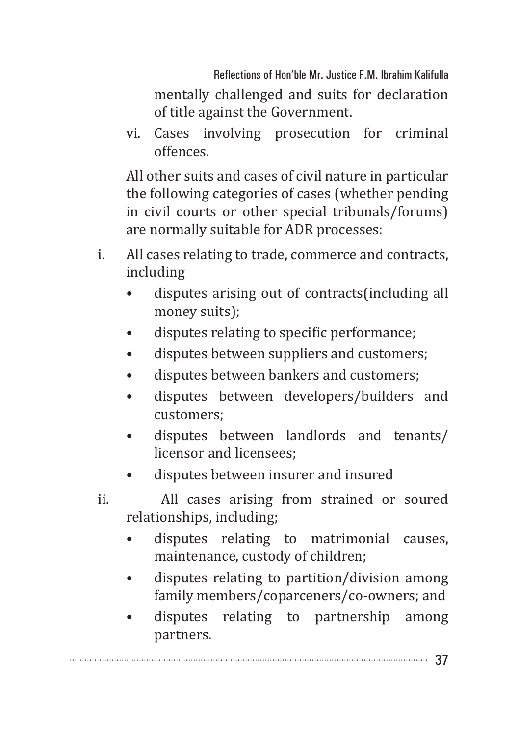mentally challenged and suits for declaration of title against the Government.

vi. Cases involving prosecution for criminal offences.

All other suits and cases of civil nature in particular the following categories of cases (whether pending in civil courts or other special tribunals/forums) are normally suitable for ADR processes:

i. All cases relating to trade, commerce and contracts, including
   - disputes arising out of contracts(including all money suits);
   - disputes relating to specific performance;
   - disputes between suppliers and customers;
   - disputes between bankers and customers;
   - disputes between developers/builders and customers;
   - disputes between landlords and tenants/ licensor and licensees;
   - disputes between insurer and insured

ii. All cases arising from strained or soured relationships, including;
   - disputes relating to matrimonial causes, maintenance, custody of children;
   - disputes relating to partition/division among family members/coparceners/co-owners; and
   - disputes relating to partnership among partners.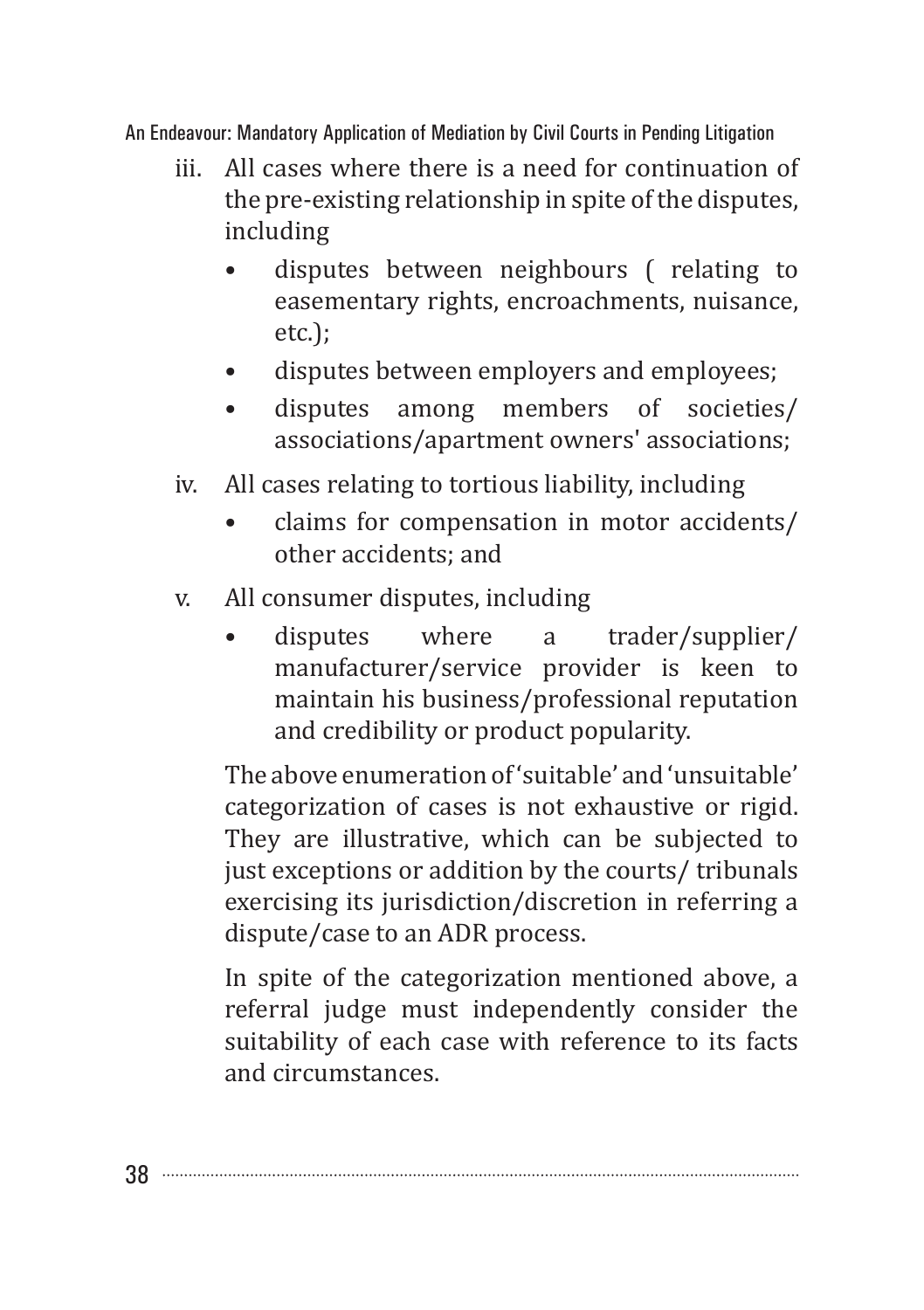iii. All cases where there is a need for continuation of the pre-existing relationship in spite of the disputes, including

   - disputes between neighbours ( relating to easementary rights, encroachments, nuisance, etc.);
   - disputes between employers and employees;
   - disputes among members of societies/ associations/apartment owners' associations;

iv. All cases relating to tortious liability, including

   - claims for compensation in motor accidents/ other accidents; and

v. All consumer disputes, including

   - disputes where a trader/supplier/ manufacturer/service provider is keen to maintain his business/professional reputation and credibility or product popularity.

The above enumeration of 'suitable' and 'unsuitable' categorization of cases is not exhaustive or rigid. They are illustrative, which can be subjected to just exceptions or addition by the courts/ tribunals exercising its jurisdiction/discretion in referring a dispute/case to an ADR process.

In spite of the categorization mentioned above, a referral judge must independently consider the suitability of each case with reference to its facts and circumstances.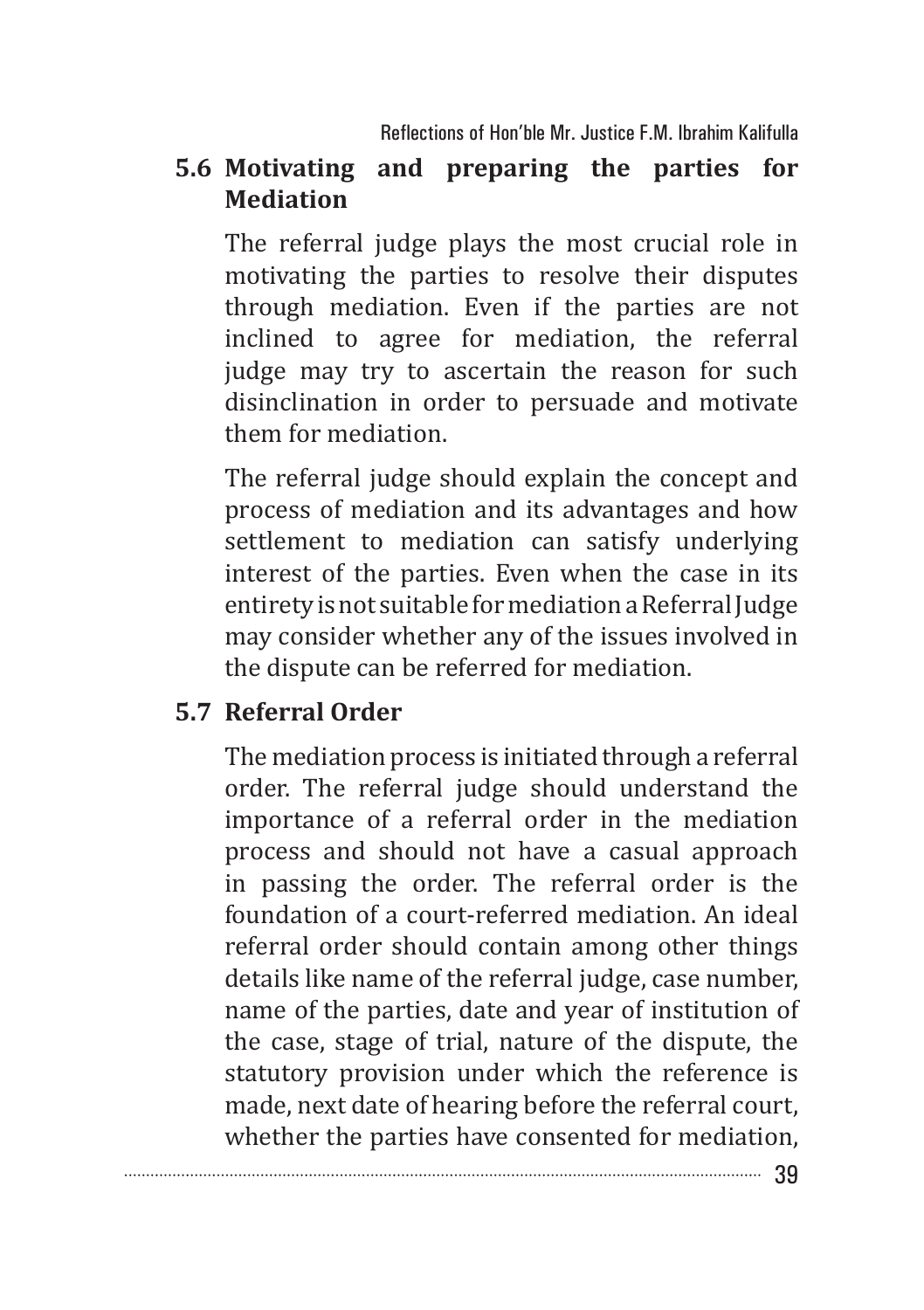### 5.6 Motivating and preparing the parties for Mediation

The referral judge plays the most crucial role in motivating the parties to resolve their disputes through mediation. Even if the parties are not inclined to agree for mediation, the referral judge may try to ascertain the reason for such disinclination in order to persuade and motivate them for mediation.

The referral judge should explain the concept and process of mediation and its advantages and how settlement to mediation can satisfy underlying interest of the parties. Even when the case in its entirety is not suitable for mediation a Referral Judge may consider whether any of the issues involved in the dispute can be referred for mediation.

### 5.7 Referral Order

The mediation process is initiated through a referral order. The referral judge should understand the importance of a referral order in the mediation process and should not have a casual approach in passing the order. The referral order is the foundation of a court-referred mediation. An ideal referral order should contain among other things details like name of the referral judge, case number, name of the parties, date and year of institution of the case, stage of trial, nature of the dispute, the statutory provision under which the reference is made, next date of hearing before the referral court, whether the parties have consented for mediation,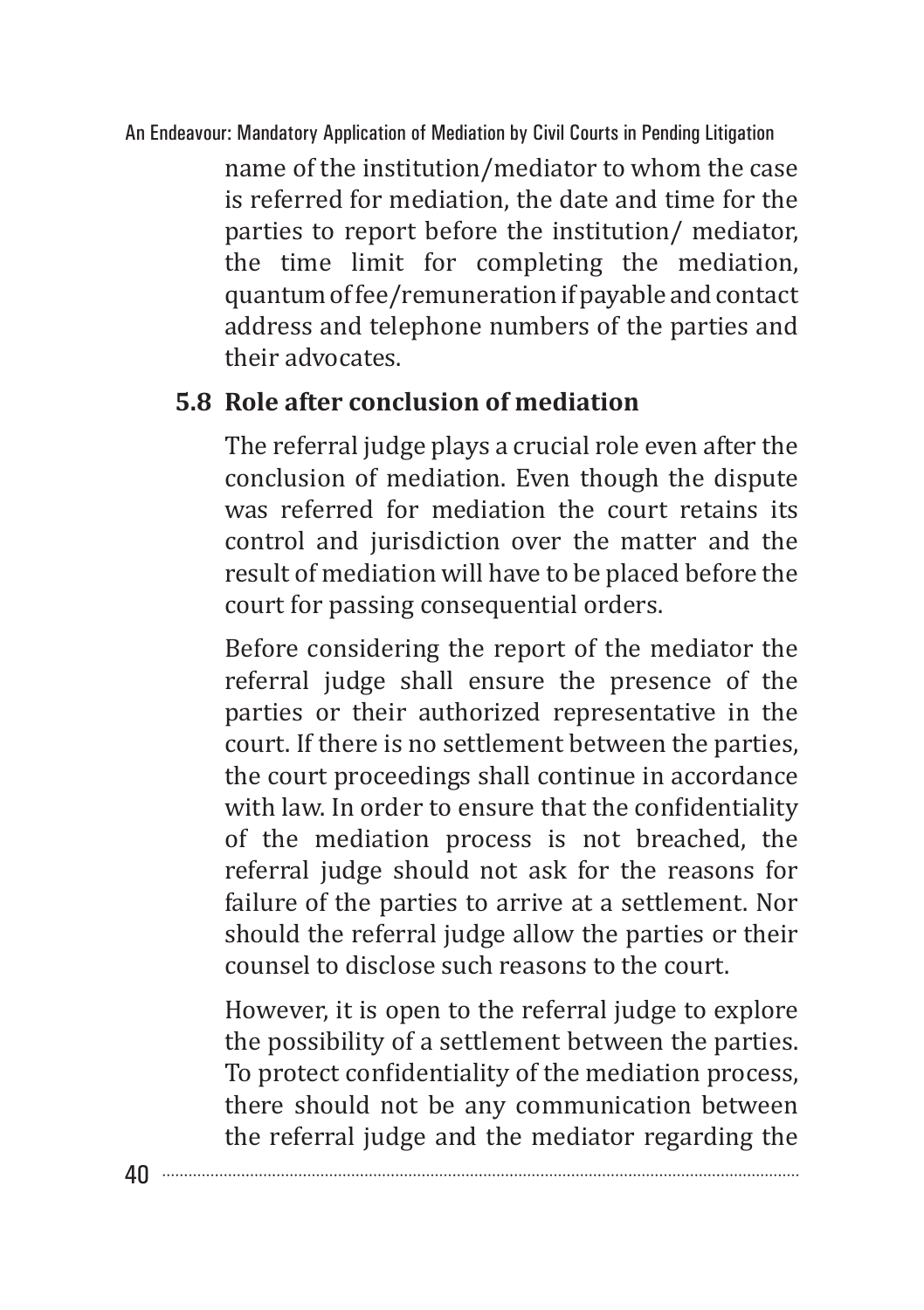name of the institution/mediator to whom the case is referred for mediation, the date and time for the parties to report before the institution/ mediator, the time limit for completing the mediation, quantum of fee/remuneration if payable and contact address and telephone numbers of the parties and their advocates.

### 5.8 Role after conclusion of mediation

The referral judge plays a crucial role even after the conclusion of mediation. Even though the dispute was referred for mediation the court retains its control and jurisdiction over the matter and the result of mediation will have to be placed before the court for passing consequential orders.

Before considering the report of the mediator the referral judge shall ensure the presence of the parties or their authorized representative in the court. If there is no settlement between the parties, the court proceedings shall continue in accordance with law. In order to ensure that the confidentiality of the mediation process is not breached, the referral judge should not ask for the reasons for failure of the parties to arrive at a settlement. Nor should the referral judge allow the parties or their counsel to disclose such reasons to the court.

However, it is open to the referral judge to explore the possibility of a settlement between the parties. To protect confidentiality of the mediation process, there should not be any communication between the referral judge and the mediator regarding the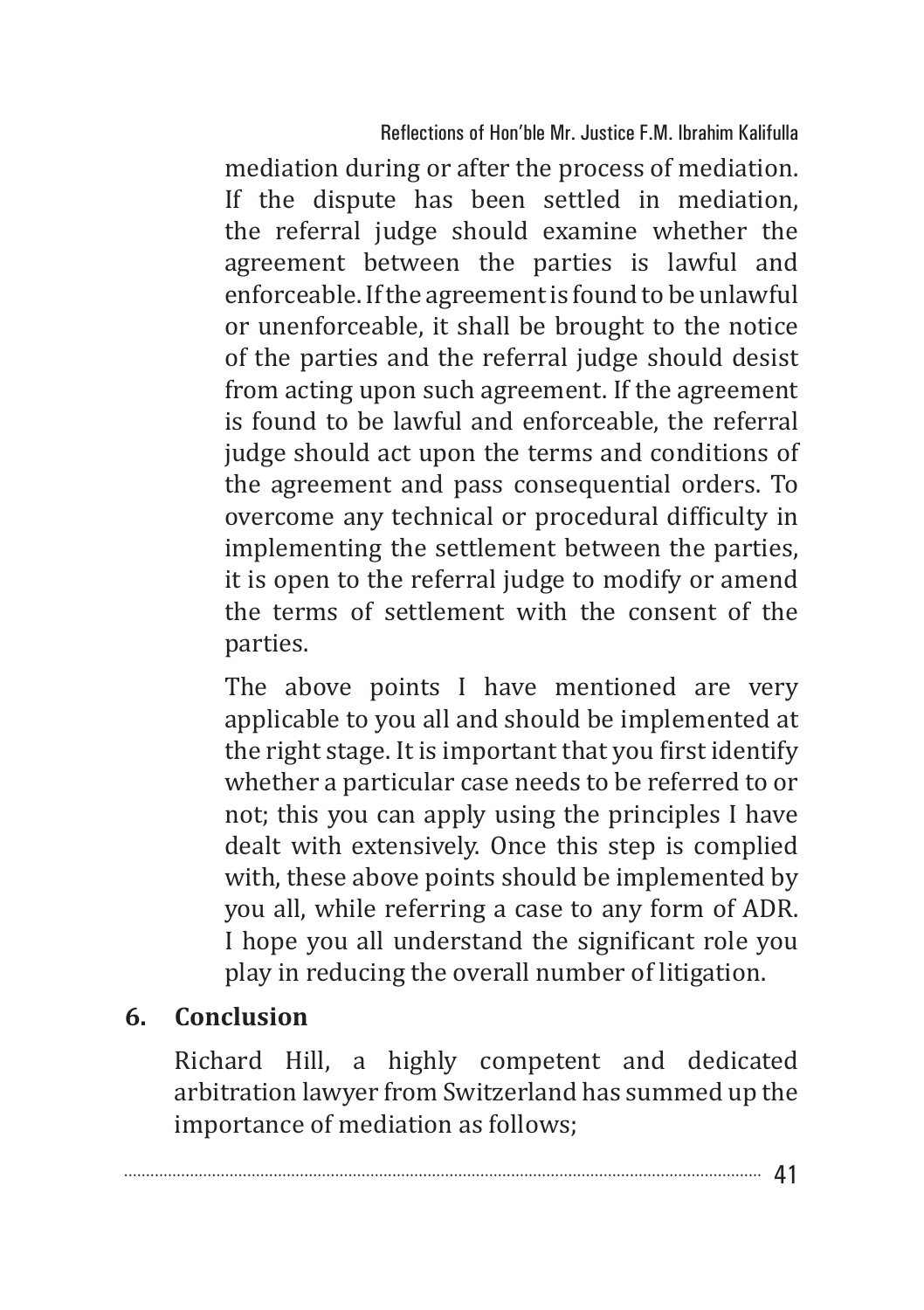mediation during or after the process of mediation. If the dispute has been settled in mediation, the referral judge should examine whether the agreement between the parties is lawful and enforceable. If the agreement is found to be unlawful or unenforceable, it shall be brought to the notice of the parties and the referral judge should desist from acting upon such agreement. If the agreement is found to be lawful and enforceable, the referral judge should act upon the terms and conditions of the agreement and pass consequential orders. To overcome any technical or procedural difficulty in implementing the settlement between the parties, it is open to the referral judge to modify or amend the terms of settlement with the consent of the parties.

The above points I have mentioned are very applicable to you all and should be implemented at the right stage. It is important that you first identify whether a particular case needs to be referred to or not; this you can apply using the principles I have dealt with extensively. Once this step is complied with, these above points should be implemented by you all, while referring a case to any form of ADR. I hope you all understand the significant role you play in reducing the overall number of litigation.

## 6. Conclusion

Richard Hill, a highly competent and dedicated arbitration lawyer from Switzerland has summed up the importance of mediation as follows;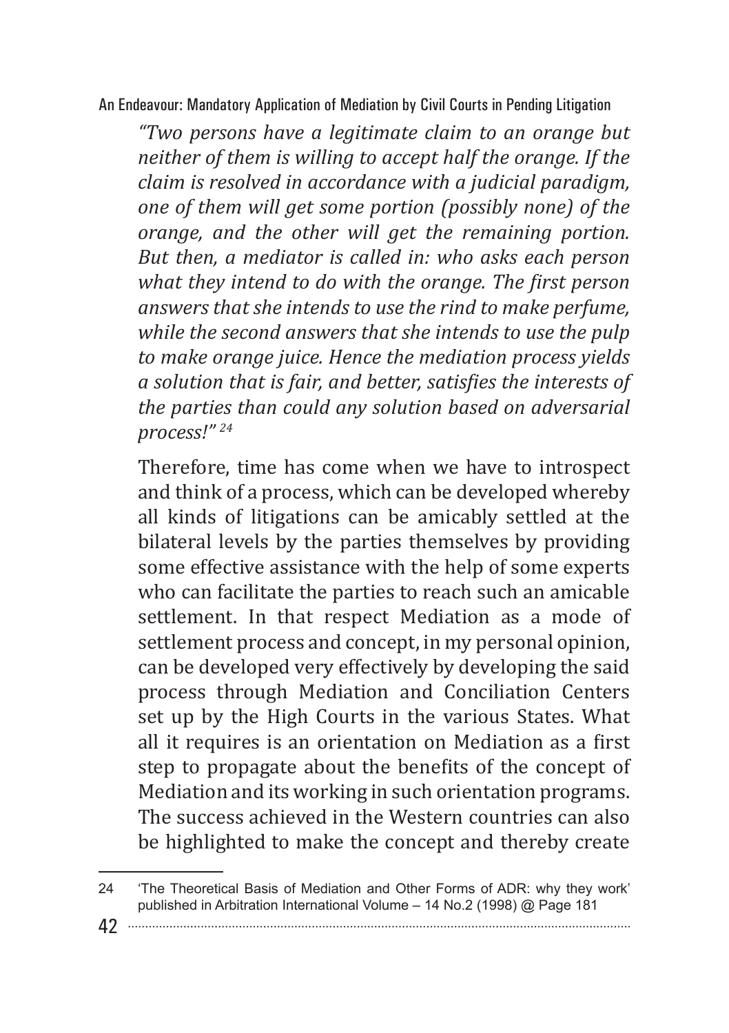*"Two persons have a legitimate claim to an orange but neither of them is willing to accept half the orange. If the claim is resolved in accordance with a judicial paradigm, one of them will get some portion (possibly none) of the orange, and the other will get the remaining portion. But then, a mediator is called in: who asks each person what they intend to do with the orange. The first person answers that she intends to use the rind to make perfume, while the second answers that she intends to use the pulp to make orange juice. Hence the mediation process yields a solution that is fair, and better, satisfies the interests of the parties than could any solution based on adversarial process!"* [24]

Therefore, time has come when we have to introspect and think of a process, which can be developed whereby all kinds of litigations can be amicably settled at the bilateral levels by the parties themselves by providing some effective assistance with the help of some experts who can facilitate the parties to reach such an amicable settlement. In that respect Mediation as a mode of settlement process and concept, in my personal opinion, can be developed very effectively by developing the said process through Mediation and Conciliation Centers set up by the High Courts in the various States. What all it requires is an orientation on Mediation as a first step to propagate about the benefits of the concept of Mediation and its working in such orientation programs. The success achieved in the Western countries can also be highlighted to make the concept and thereby create

---

24 'The Theoretical Basis of Mediation and Other Forms of ADR: why they work' published in Arbitration International Volume – 14 No.2 (1998) @ Page 181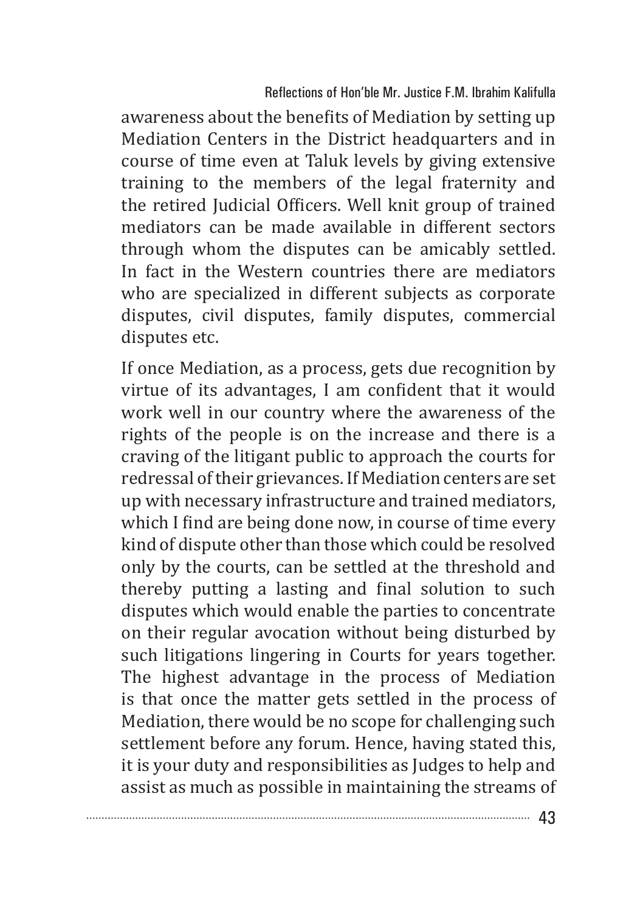awareness about the benefits of Mediation by setting up Mediation Centers in the District headquarters and in course of time even at Taluk levels by giving extensive training to the members of the legal fraternity and the retired Judicial Officers. Well knit group of trained mediators can be made available in different sectors through whom the disputes can be amicably settled. In fact in the Western countries there are mediators who are specialized in different subjects as corporate disputes, civil disputes, family disputes, commercial disputes etc.

If once Mediation, as a process, gets due recognition by virtue of its advantages, I am confident that it would work well in our country where the awareness of the rights of the people is on the increase and there is a craving of the litigant public to approach the courts for redressal of their grievances. If Mediation centers are set up with necessary infrastructure and trained mediators, which I find are being done now, in course of time every kind of dispute other than those which could be resolved only by the courts, can be settled at the threshold and thereby putting a lasting and final solution to such disputes which would enable the parties to concentrate on their regular avocation without being disturbed by such litigations lingering in Courts for years together. The highest advantage in the process of Mediation is that once the matter gets settled in the process of Mediation, there would be no scope for challenging such settlement before any forum. Hence, having stated this, it is your duty and responsibilities as Judges to help and assist as much as possible in maintaining the streams of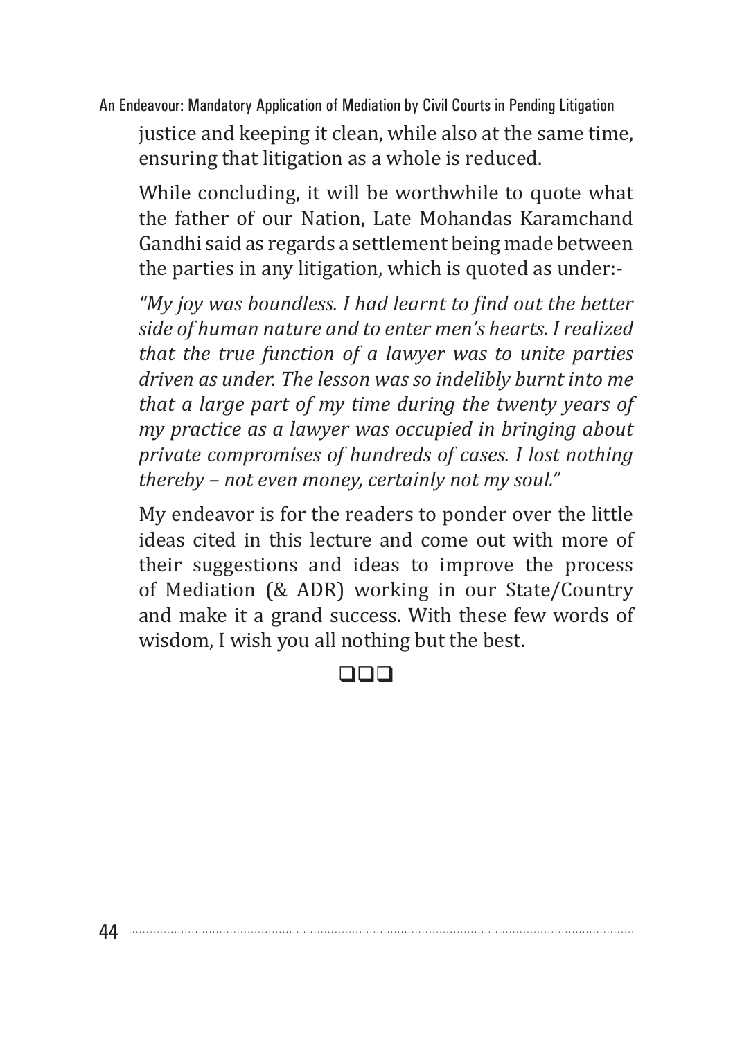justice and keeping it clean, while also at the same time, ensuring that litigation as a whole is reduced.

While concluding, it will be worthwhile to quote what the father of our Nation, Late Mohandas Karamchand Gandhi said as regards a settlement being made between the parties in any litigation, which is quoted as under:-

*"My joy was boundless. I had learnt to find out the better side of human nature and to enter men's hearts. I realized that the true function of a lawyer was to unite parties driven as under. The lesson was so indelibly burnt into me that a large part of my time during the twenty years of my practice as a lawyer was occupied in bringing about private compromises of hundreds of cases. I lost nothing thereby – not even money, certainly not my soul."*

My endeavor is for the readers to ponder over the little ideas cited in this lecture and come out with more of their suggestions and ideas to improve the process of Mediation (& ADR) working in our State/Country and make it a grand success. With these few words of wisdom, I wish you all nothing but the best.

❑❑❑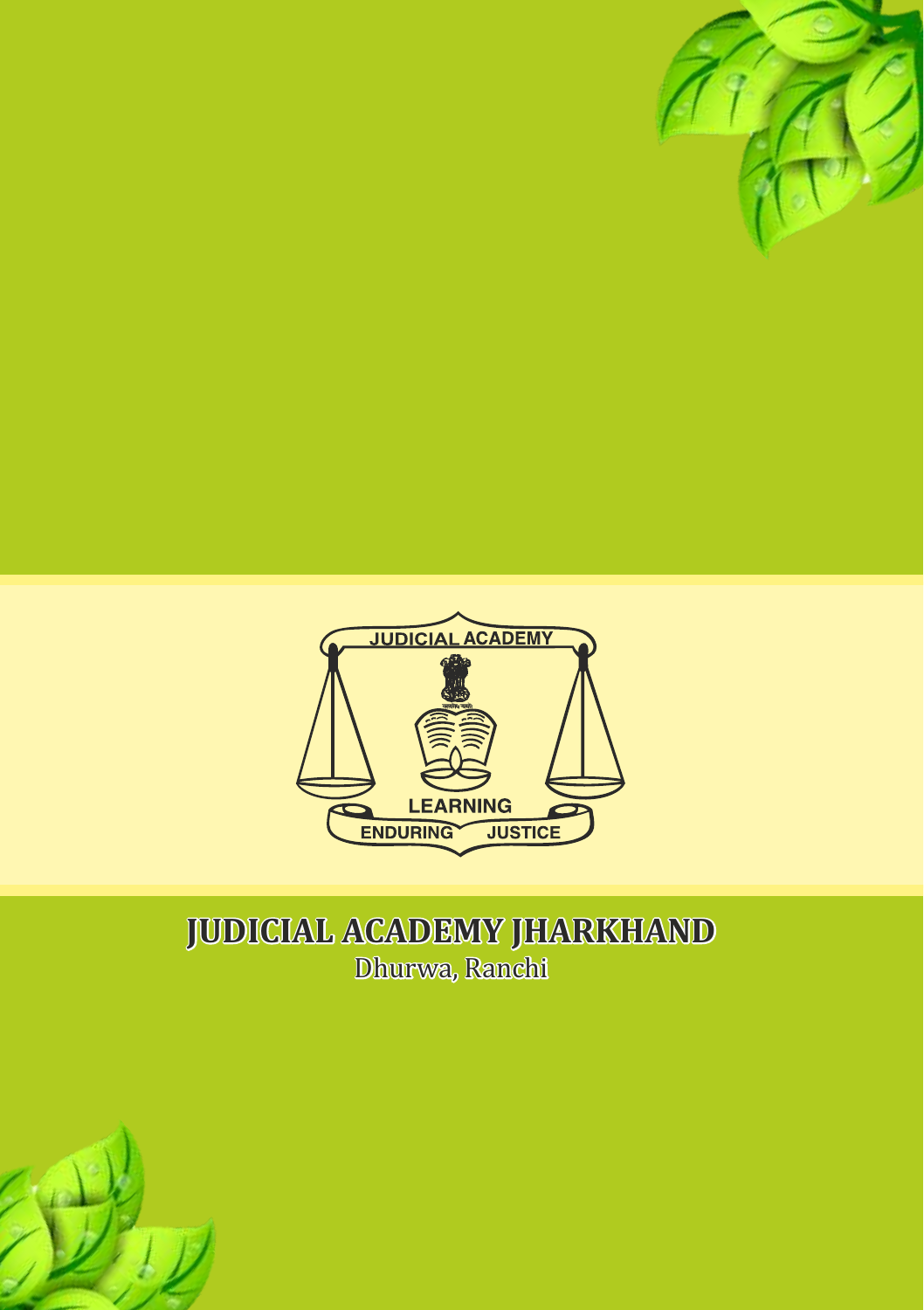# JUDICIAL ACADEMY JHARKHAND

Dhurwa, Ranchi